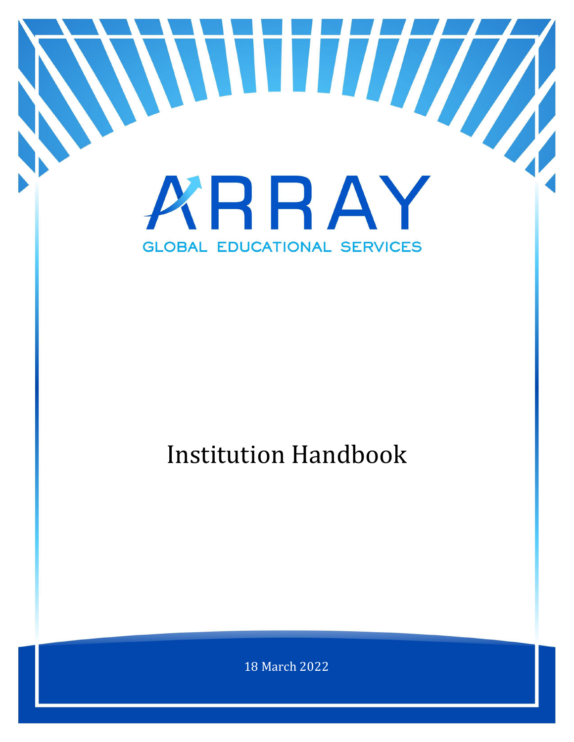# ARRAY

GLOBAL EDUCATIONAL SERVICES

# Institution Handbook

18 March 2022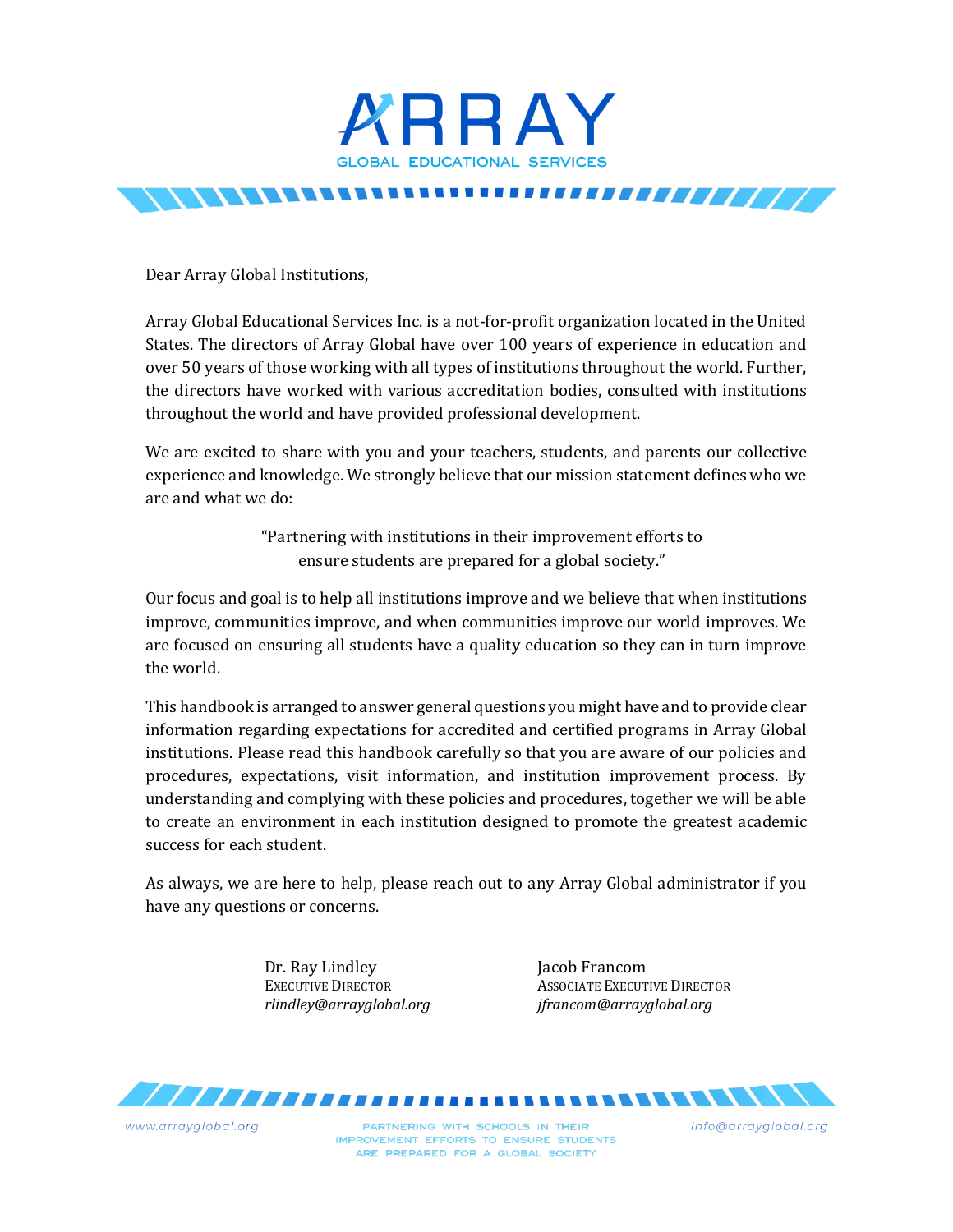# ARRAY

GLOBAL EDUCATIONAL SERVICES

Dear Array Global Institutions,

Array Global Educational Services Inc. is a not-for-profit organization located in the United States. The directors of Array Global have over 100 years of experience in education and over 50 years of those working with all types of institutions throughout the world. Further, the directors have worked with various accreditation bodies, consulted with institutions throughout the world and have provided professional development.

We are excited to share with you and your teachers, students, and parents our collective experience and knowledge. We strongly believe that our mission statement defines who we are and what we do:

"Partnering with institutions in their improvement efforts to ensure students are prepared for a global society."

Our focus and goal is to help all institutions improve and we believe that when institutions improve, communities improve, and when communities improve our world improves. We are focused on ensuring all students have a quality education so they can in turn improve the world.

This handbook is arranged to answer general questions you might have and to provide clear information regarding expectations for accredited and certified programs in Array Global institutions. Please read this handbook carefully so that you are aware of our policies and procedures, expectations, visit information, and institution improvement process. By understanding and complying with these policies and procedures, together we will be able to create an environment in each institution designed to promote the greatest academic success for each student.

As always, we are here to help, please reach out to any Array Global administrator if you have any questions or concerns.

Dr. Ray Lindley
EXECUTIVE DIRECTOR
*rlindley@arrayglobal.org*

Jacob Francom
ASSOCIATE EXECUTIVE DIRECTOR
*jfrancom@arrayglobal.org*

www.arrayglobal.org | PARTNERING WITH SCHOOLS IN THEIR IMPROVEMENT EFFORTS TO ENSURE STUDENTS ARE PREPARED FOR A GLOBAL SOCIETY | info@arrayglobal.org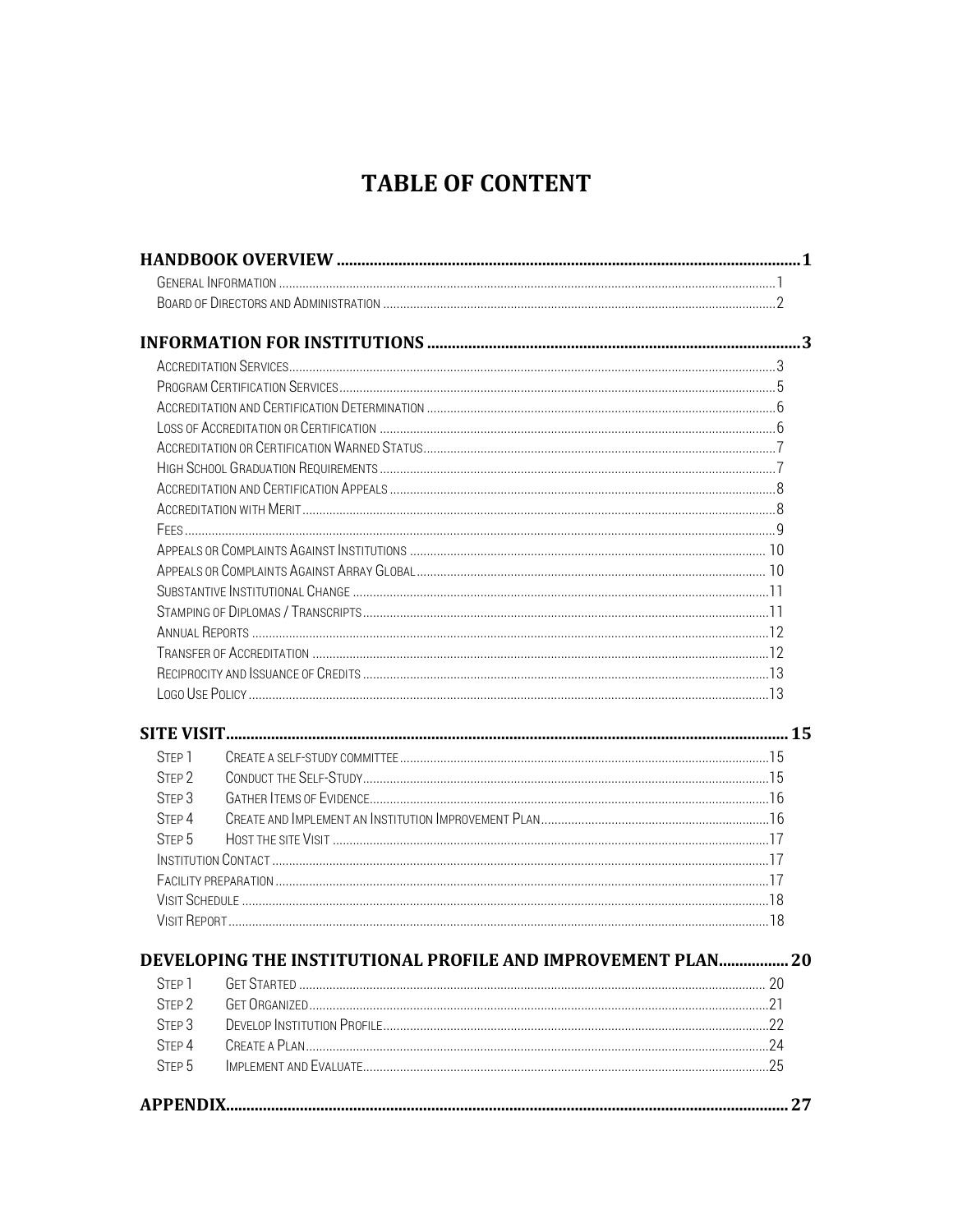# TABLE OF CONTENT

**HANDBOOK OVERVIEW** ........ **1**

- General Information ........ 1
- Board of Directors and Administration ........ 2

**INFORMATION FOR INSTITUTIONS** ........ **3**

- Accreditation Services ........ 3
- Program Certification Services ........ 5
- Accreditation and Certification Determination ........ 6
- Loss of Accreditation or Certification ........ 6
- Accreditation or Certification Warned Status ........ 7
- High School Graduation Requirements ........ 7
- Accreditation and Certification Appeals ........ 8
- Accreditation with Merit ........ 8
- Fees ........ 9
- Appeals or Complaints Against Institutions ........ 10
- Appeals or Complaints Against Array Global ........ 10
- Substantive Institutional Change ........ 11
- Stamping of Diplomas / Transcripts ........ 11
- Annual Reports ........ 12
- Transfer of Accreditation ........ 12
- Reciprocity and Issuance of Credits ........ 13
- Logo Use Policy ........ 13

**SITE VISIT** ........ **15**

- Step 1 Create a self-study committee ........ 15
- Step 2 Conduct the Self-Study ........ 15
- Step 3 Gather Items of Evidence ........ 16
- Step 4 Create and Implement an Institution Improvement Plan ........ 16
- Step 5 Host the site Visit ........ 17
- Institution Contact ........ 17
- Facility preparation ........ 17
- Visit Schedule ........ 18
- Visit Report ........ 18

**DEVELOPING THE INSTITUTIONAL PROFILE AND IMPROVEMENT PLAN** ........ **20**

- Step 1 Get Started ........ 20
- Step 2 Get Organized ........ 21
- Step 3 Develop Institution Profile ........ 22
- Step 4 Create a Plan ........ 24
- Step 5 Implement and Evaluate ........ 25

**APPENDIX** ........ **27**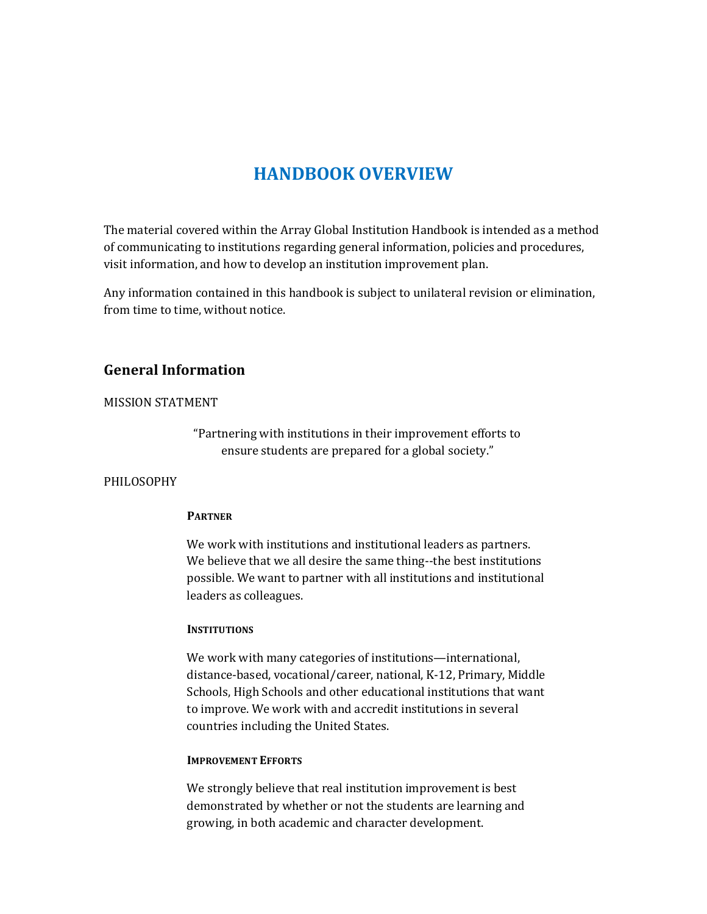# HANDBOOK OVERVIEW

The material covered within the Array Global Institution Handbook is intended as a method of communicating to institutions regarding general information, policies and procedures, visit information, and how to develop an institution improvement plan.

Any information contained in this handbook is subject to unilateral revision or elimination, from time to time, without notice.

## General Information

MISSION STATMENT

> "Partnering with institutions in their improvement efforts to ensure students are prepared for a global society."

PHILOSOPHY

#### PARTNER

We work with institutions and institutional leaders as partners. We believe that we all desire the same thing--the best institutions possible. We want to partner with all institutions and institutional leaders as colleagues.

#### INSTITUTIONS

We work with many categories of institutions—international, distance-based, vocational/career, national, K-12, Primary, Middle Schools, High Schools and other educational institutions that want to improve. We work with and accredit institutions in several countries including the United States.

#### IMPROVEMENT EFFORTS

We strongly believe that real institution improvement is best demonstrated by whether or not the students are learning and growing, in both academic and character development.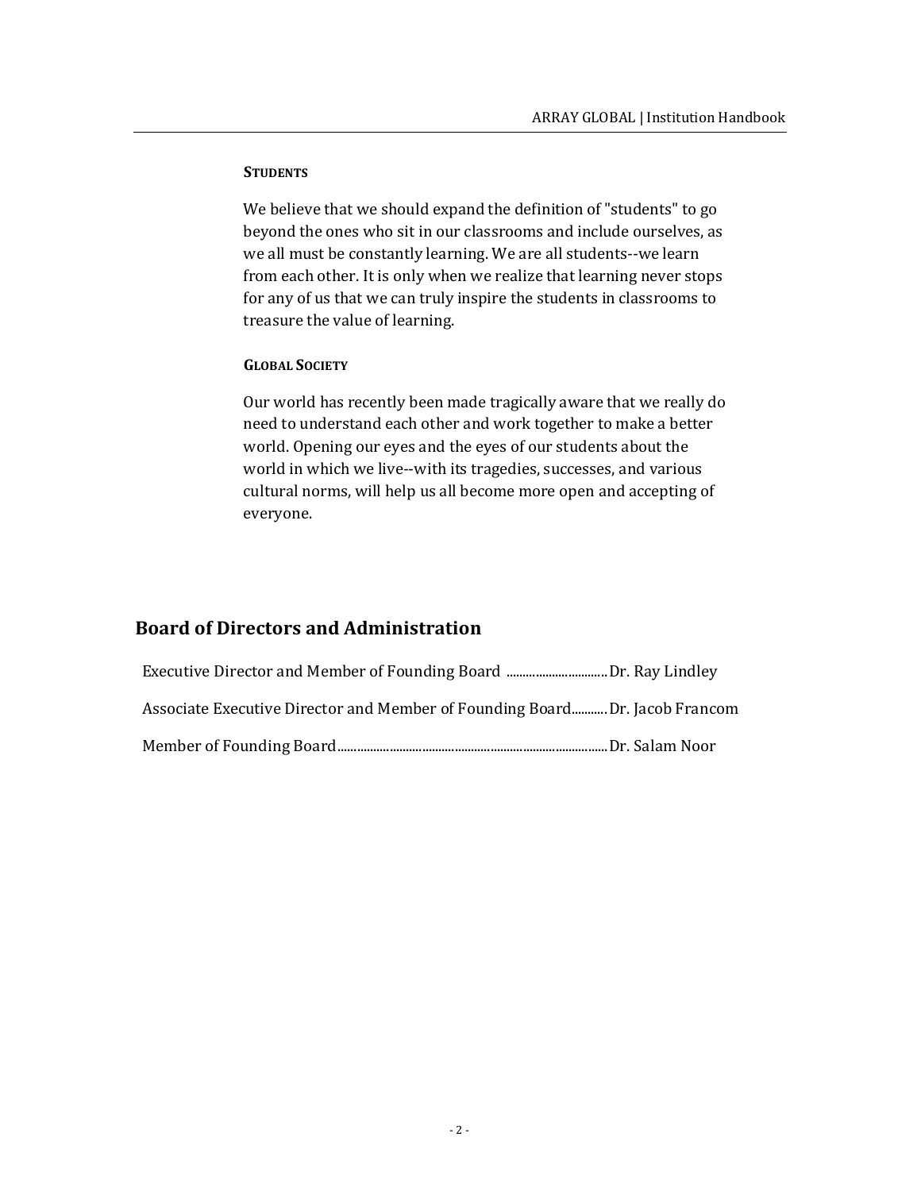#### Students

We believe that we should expand the definition of "students" to go beyond the ones who sit in our classrooms and include ourselves, as we all must be constantly learning. We are all students--we learn from each other. It is only when we realize that learning never stops for any of us that we can truly inspire the students in classrooms to treasure the value of learning.

#### Global Society

Our world has recently been made tragically aware that we really do need to understand each other and work together to make a better world. Opening our eyes and the eyes of our students about the world in which we live--with its tragedies, successes, and various cultural norms, will help us all become more open and accepting of everyone.

## Board of Directors and Administration

Executive Director and Member of Founding Board ............................... Dr. Ray Lindley

Associate Executive Director and Member of Founding Board.......... Dr. Jacob Francom

Member of Founding Board.................................................................................. Dr. Salam Noor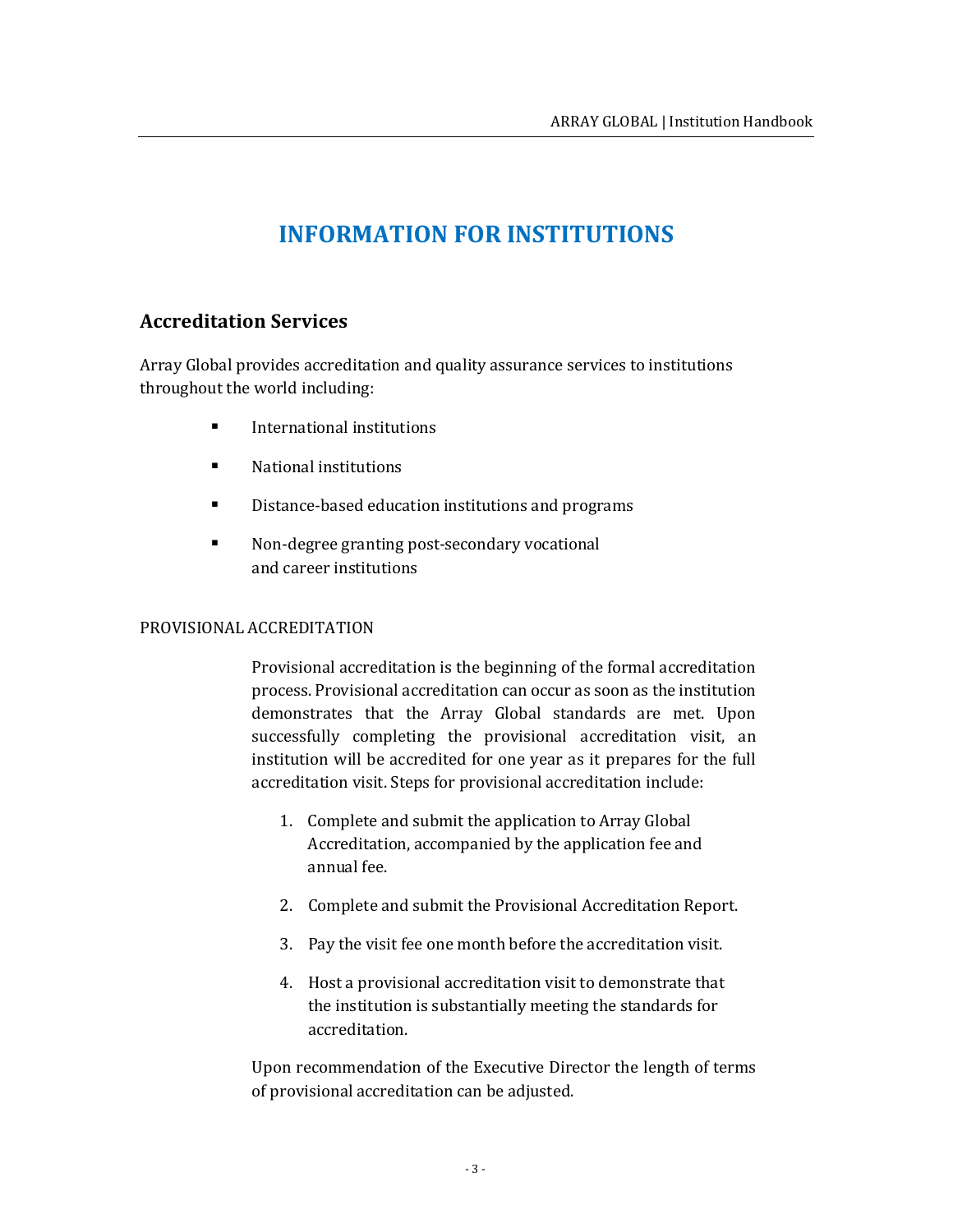# INFORMATION FOR INSTITUTIONS

## Accreditation Services

Array Global provides accreditation and quality assurance services to institutions throughout the world including:

- International institutions
- National institutions
- Distance-based education institutions and programs
- Non-degree granting post-secondary vocational and career institutions

### PROVISIONAL ACCREDITATION

Provisional accreditation is the beginning of the formal accreditation process. Provisional accreditation can occur as soon as the institution demonstrates that the Array Global standards are met. Upon successfully completing the provisional accreditation visit, an institution will be accredited for one year as it prepares for the full accreditation visit. Steps for provisional accreditation include:

1. Complete and submit the application to Array Global Accreditation, accompanied by the application fee and annual fee.
2. Complete and submit the Provisional Accreditation Report.
3. Pay the visit fee one month before the accreditation visit.
4. Host a provisional accreditation visit to demonstrate that the institution is substantially meeting the standards for accreditation.

Upon recommendation of the Executive Director the length of terms of provisional accreditation can be adjusted.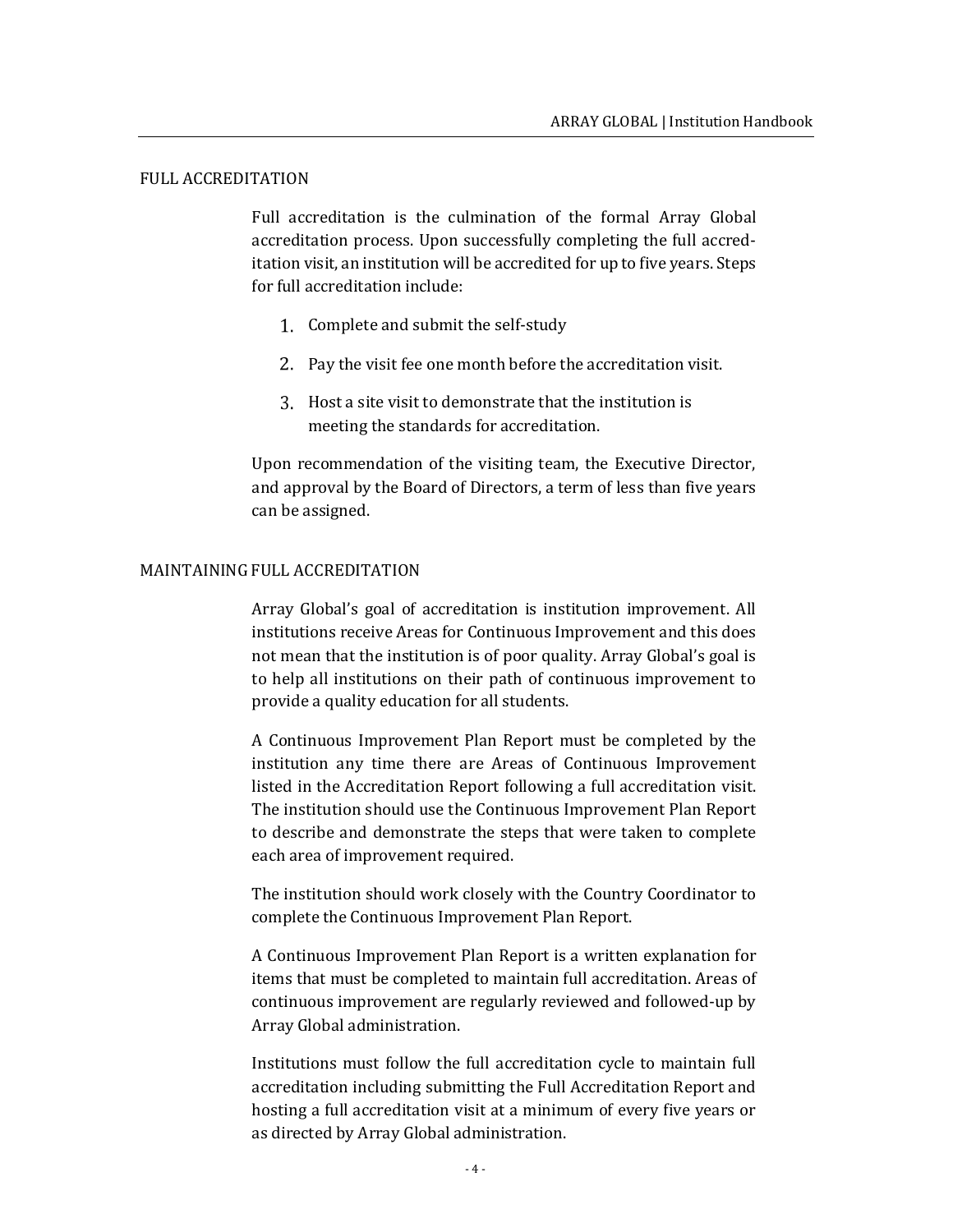## FULL ACCREDITATION

Full accreditation is the culmination of the formal Array Global accreditation process. Upon successfully completing the full accreditation visit, an institution will be accredited for up to five years. Steps for full accreditation include:

1. Complete and submit the self-study
2. Pay the visit fee one month before the accreditation visit.
3. Host a site visit to demonstrate that the institution is meeting the standards for accreditation.

Upon recommendation of the visiting team, the Executive Director, and approval by the Board of Directors, a term of less than five years can be assigned.

## MAINTAINING FULL ACCREDITATION

Array Global's goal of accreditation is institution improvement. All institutions receive Areas for Continuous Improvement and this does not mean that the institution is of poor quality. Array Global's goal is to help all institutions on their path of continuous improvement to provide a quality education for all students.

A Continuous Improvement Plan Report must be completed by the institution any time there are Areas of Continuous Improvement listed in the Accreditation Report following a full accreditation visit. The institution should use the Continuous Improvement Plan Report to describe and demonstrate the steps that were taken to complete each area of improvement required.

The institution should work closely with the Country Coordinator to complete the Continuous Improvement Plan Report.

A Continuous Improvement Plan Report is a written explanation for items that must be completed to maintain full accreditation. Areas of continuous improvement are regularly reviewed and followed-up by Array Global administration.

Institutions must follow the full accreditation cycle to maintain full accreditation including submitting the Full Accreditation Report and hosting a full accreditation visit at a minimum of every five years or as directed by Array Global administration.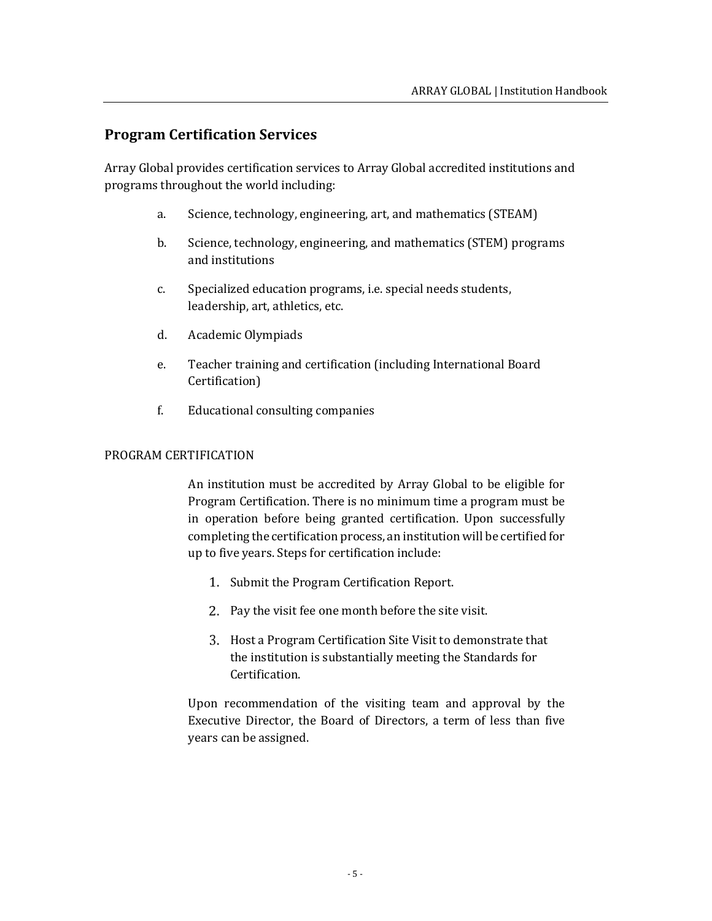## Program Certification Services

Array Global provides certification services to Array Global accredited institutions and programs throughout the world including:

a. Science, technology, engineering, art, and mathematics (STEAM)

b. Science, technology, engineering, and mathematics (STEM) programs and institutions

c. Specialized education programs, i.e. special needs students, leadership, art, athletics, etc.

d. Academic Olympiads

e. Teacher training and certification (including International Board Certification)

f. Educational consulting companies

### PROGRAM CERTIFICATION

An institution must be accredited by Array Global to be eligible for Program Certification. There is no minimum time a program must be in operation before being granted certification. Upon successfully completing the certification process, an institution will be certified for up to five years. Steps for certification include:

1. Submit the Program Certification Report.
2. Pay the visit fee one month before the site visit.
3. Host a Program Certification Site Visit to demonstrate that the institution is substantially meeting the Standards for Certification.

Upon recommendation of the visiting team and approval by the Executive Director, the Board of Directors, a term of less than five years can be assigned.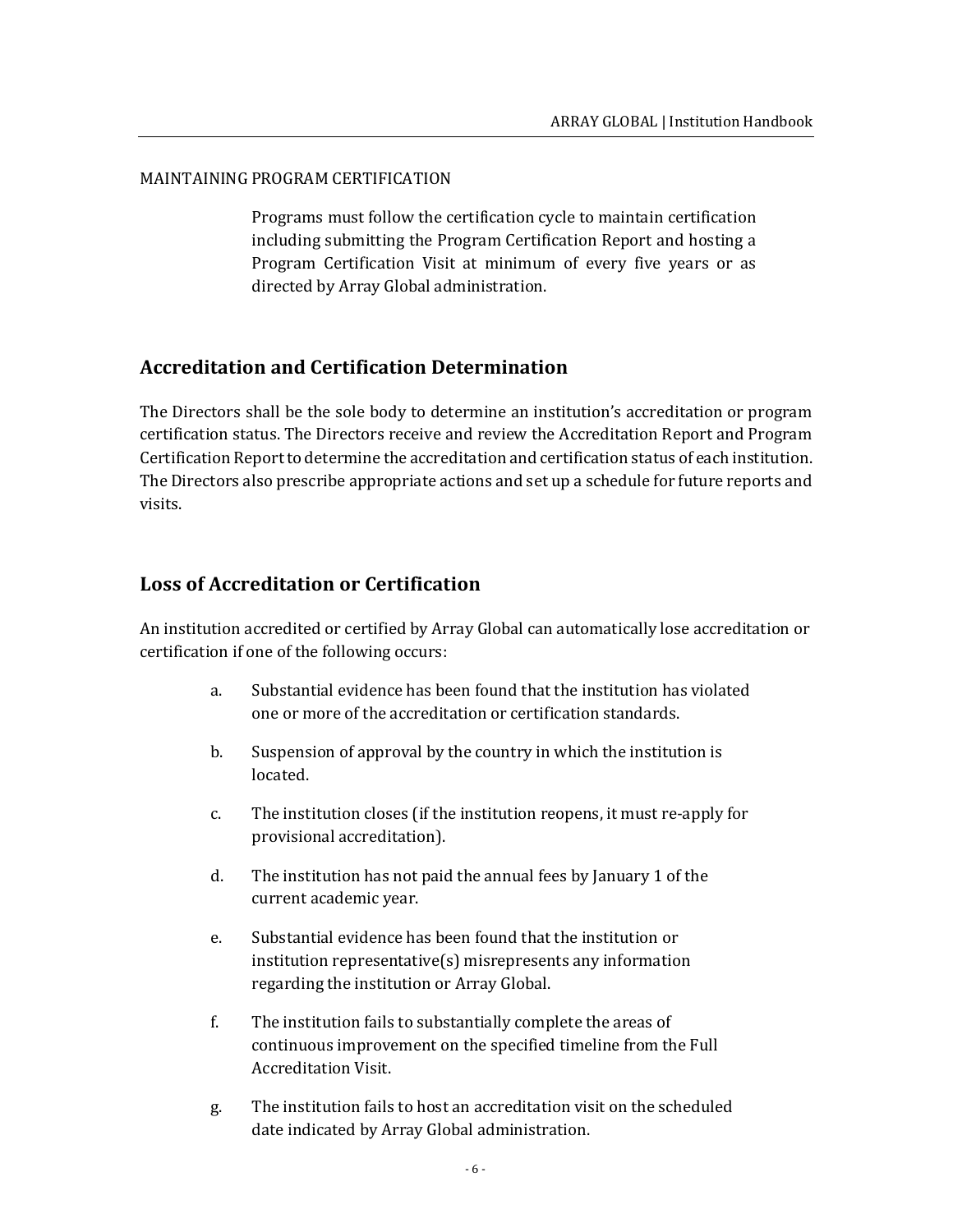MAINTAINING PROGRAM CERTIFICATION

Programs must follow the certification cycle to maintain certification including submitting the Program Certification Report and hosting a Program Certification Visit at minimum of every five years or as directed by Array Global administration.

## Accreditation and Certification Determination

The Directors shall be the sole body to determine an institution's accreditation or program certification status. The Directors receive and review the Accreditation Report and Program Certification Report to determine the accreditation and certification status of each institution. The Directors also prescribe appropriate actions and set up a schedule for future reports and visits.

## Loss of Accreditation or Certification

An institution accredited or certified by Array Global can automatically lose accreditation or certification if one of the following occurs:

a. Substantial evidence has been found that the institution has violated one or more of the accreditation or certification standards.

b. Suspension of approval by the country in which the institution is located.

c. The institution closes (if the institution reopens, it must re-apply for provisional accreditation).

d. The institution has not paid the annual fees by January 1 of the current academic year.

e. Substantial evidence has been found that the institution or institution representative(s) misrepresents any information regarding the institution or Array Global.

f. The institution fails to substantially complete the areas of continuous improvement on the specified timeline from the Full Accreditation Visit.

g. The institution fails to host an accreditation visit on the scheduled date indicated by Array Global administration.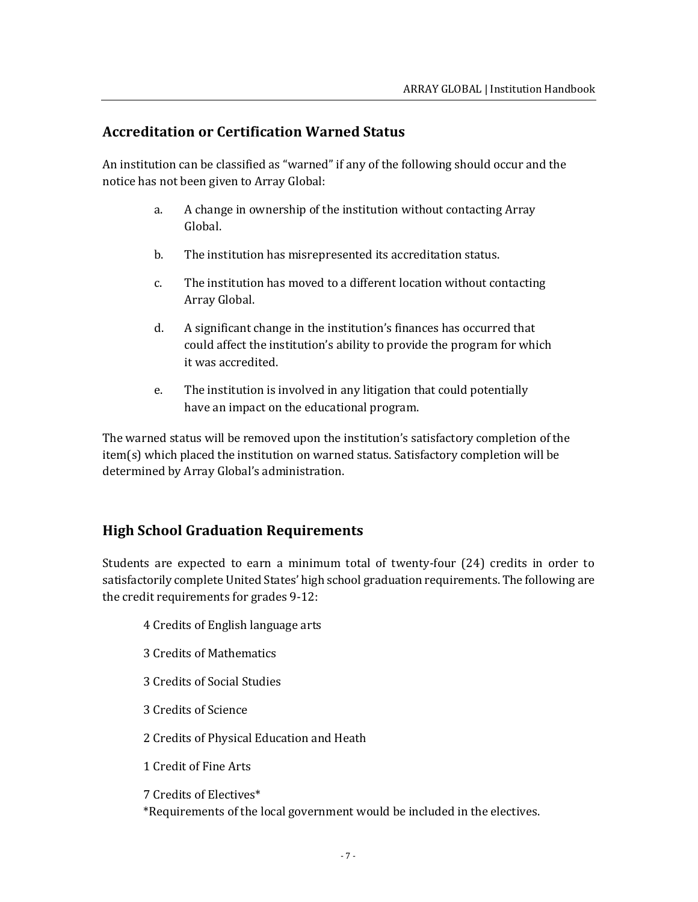## Accreditation or Certification Warned Status

An institution can be classified as "warned" if any of the following should occur and the notice has not been given to Array Global:

a. A change in ownership of the institution without contacting Array Global.

b. The institution has misrepresented its accreditation status.

c. The institution has moved to a different location without contacting Array Global.

d. A significant change in the institution's finances has occurred that could affect the institution's ability to provide the program for which it was accredited.

e. The institution is involved in any litigation that could potentially have an impact on the educational program.

The warned status will be removed upon the institution's satisfactory completion of the item(s) which placed the institution on warned status. Satisfactory completion will be determined by Array Global's administration.

## High School Graduation Requirements

Students are expected to earn a minimum total of twenty-four (24) credits in order to satisfactorily complete United States' high school graduation requirements. The following are the credit requirements for grades 9-12:

4 Credits of English language arts

3 Credits of Mathematics

3 Credits of Social Studies

3 Credits of Science

2 Credits of Physical Education and Heath

1 Credit of Fine Arts

7 Credits of Electives*
*Requirements of the local government would be included in the electives.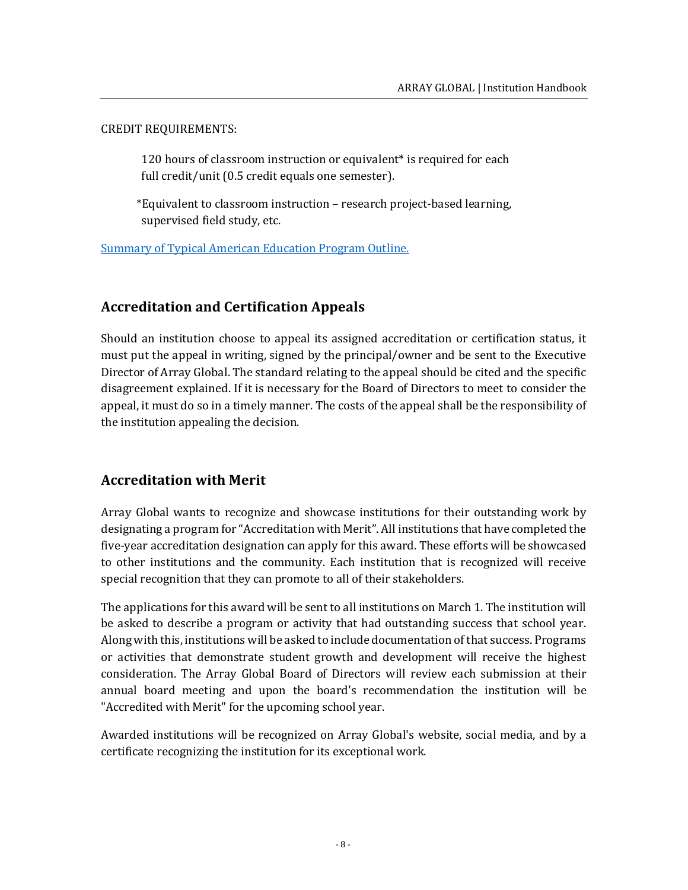CREDIT REQUIREMENTS:

> 120 hours of classroom instruction or equivalent* is required for each full credit/unit (0.5 credit equals one semester).
>
> *Equivalent to classroom instruction – research project-based learning, supervised field study, etc.

Summary of Typical American Education Program Outline.

## Accreditation and Certification Appeals

Should an institution choose to appeal its assigned accreditation or certification status, it must put the appeal in writing, signed by the principal/owner and be sent to the Executive Director of Array Global. The standard relating to the appeal should be cited and the specific disagreement explained. If it is necessary for the Board of Directors to meet to consider the appeal, it must do so in a timely manner. The costs of the appeal shall be the responsibility of the institution appealing the decision.

## Accreditation with Merit

Array Global wants to recognize and showcase institutions for their outstanding work by designating a program for "Accreditation with Merit". All institutions that have completed the five-year accreditation designation can apply for this award. These efforts will be showcased to other institutions and the community. Each institution that is recognized will receive special recognition that they can promote to all of their stakeholders.

The applications for this award will be sent to all institutions on March 1. The institution will be asked to describe a program or activity that had outstanding success that school year. Along with this, institutions will be asked to include documentation of that success. Programs or activities that demonstrate student growth and development will receive the highest consideration. The Array Global Board of Directors will review each submission at their annual board meeting and upon the board's recommendation the institution will be "Accredited with Merit" for the upcoming school year.

Awarded institutions will be recognized on Array Global's website, social media, and by a certificate recognizing the institution for its exceptional work.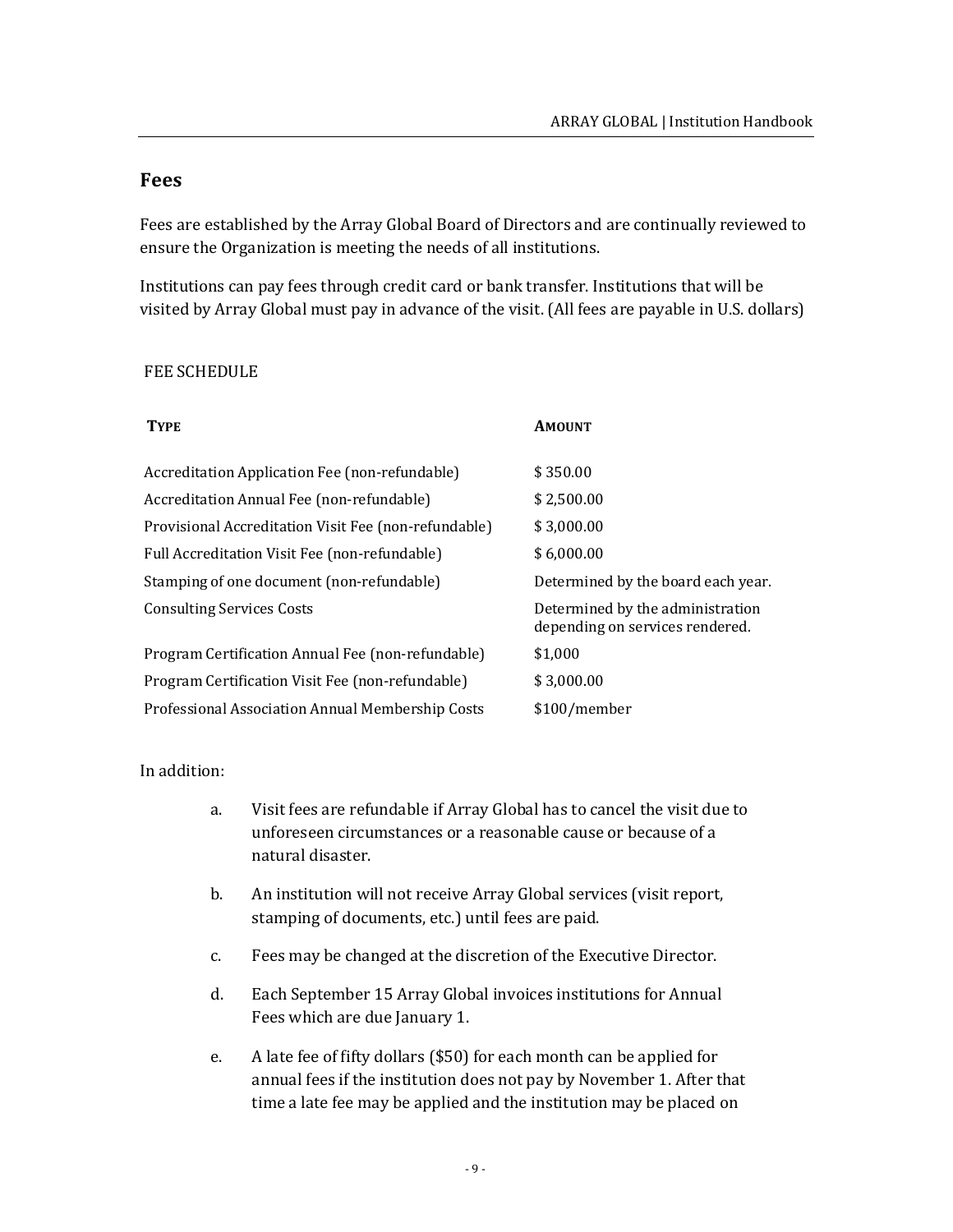## Fees

Fees are established by the Array Global Board of Directors and are continually reviewed to ensure the Organization is meeting the needs of all institutions.

Institutions can pay fees through credit card or bank transfer. Institutions that will be visited by Array Global must pay in advance of the visit. (All fees are payable in U.S. dollars)

FEE SCHEDULE

| **TYPE** | **AMOUNT** |
|---|---|
| Accreditation Application Fee (non-refundable) | $ 350.00 |
| Accreditation Annual Fee (non-refundable) | $ 2,500.00 |
| Provisional Accreditation Visit Fee (non-refundable) | $ 3,000.00 |
| Full Accreditation Visit Fee (non-refundable) | $ 6,000.00 |
| Stamping of one document (non-refundable) | Determined by the board each year. |
| Consulting Services Costs | Determined by the administration depending on services rendered. |
| Program Certification Annual Fee (non-refundable) | $1,000 |
| Program Certification Visit Fee (non-refundable) | $ 3,000.00 |
| Professional Association Annual Membership Costs | $100/member |

In addition:

a. Visit fees are refundable if Array Global has to cancel the visit due to unforeseen circumstances or a reasonable cause or because of a natural disaster.

b. An institution will not receive Array Global services (visit report, stamping of documents, etc.) until fees are paid.

c. Fees may be changed at the discretion of the Executive Director.

d. Each September 15 Array Global invoices institutions for Annual Fees which are due January 1.

e. A late fee of fifty dollars ($50) for each month can be applied for annual fees if the institution does not pay by November 1. After that time a late fee may be applied and the institution may be placed on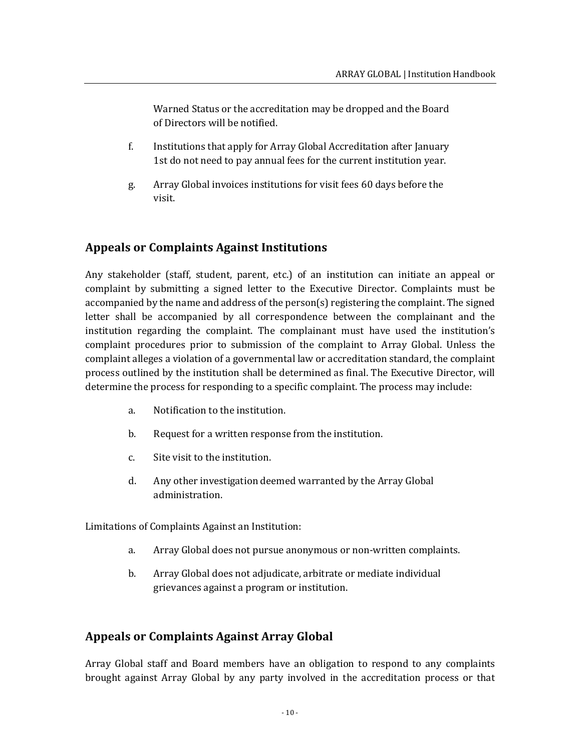Warned Status or the accreditation may be dropped and the Board of Directors will be notified.

f. Institutions that apply for Array Global Accreditation after January 1st do not need to pay annual fees for the current institution year.

g. Array Global invoices institutions for visit fees 60 days before the visit.

## Appeals or Complaints Against Institutions

Any stakeholder (staff, student, parent, etc.) of an institution can initiate an appeal or complaint by submitting a signed letter to the Executive Director. Complaints must be accompanied by the name and address of the person(s) registering the complaint. The signed letter shall be accompanied by all correspondence between the complainant and the institution regarding the complaint. The complainant must have used the institution's complaint procedures prior to submission of the complaint to Array Global. Unless the complaint alleges a violation of a governmental law or accreditation standard, the complaint process outlined by the institution shall be determined as final. The Executive Director, will determine the process for responding to a specific complaint. The process may include:

a. Notification to the institution.

b. Request for a written response from the institution.

c. Site visit to the institution.

d. Any other investigation deemed warranted by the Array Global administration.

Limitations of Complaints Against an Institution:

a. Array Global does not pursue anonymous or non-written complaints.

b. Array Global does not adjudicate, arbitrate or mediate individual grievances against a program or institution.

## Appeals or Complaints Against Array Global

Array Global staff and Board members have an obligation to respond to any complaints brought against Array Global by any party involved in the accreditation process or that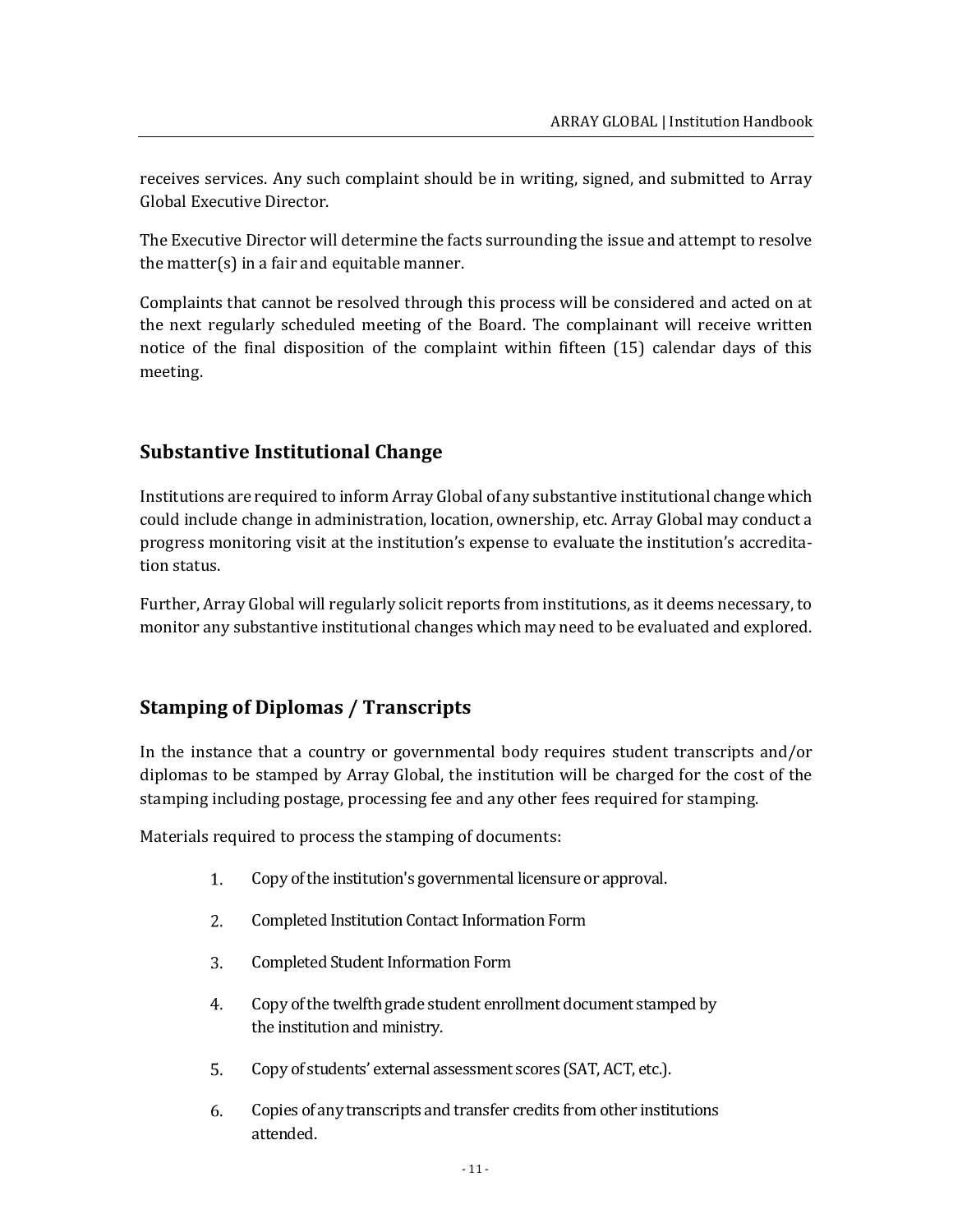receives services. Any such complaint should be in writing, signed, and submitted to Array Global Executive Director.

The Executive Director will determine the facts surrounding the issue and attempt to resolve the matter(s) in a fair and equitable manner.

Complaints that cannot be resolved through this process will be considered and acted on at the next regularly scheduled meeting of the Board. The complainant will receive written notice of the final disposition of the complaint within fifteen (15) calendar days of this meeting.

## Substantive Institutional Change

Institutions are required to inform Array Global of any substantive institutional change which could include change in administration, location, ownership, etc. Array Global may conduct a progress monitoring visit at the institution's expense to evaluate the institution's accreditation status.

Further, Array Global will regularly solicit reports from institutions, as it deems necessary, to monitor any substantive institutional changes which may need to be evaluated and explored.

## Stamping of Diplomas / Transcripts

In the instance that a country or governmental body requires student transcripts and/or diplomas to be stamped by Array Global, the institution will be charged for the cost of the stamping including postage, processing fee and any other fees required for stamping.

Materials required to process the stamping of documents:

1. Copy of the institution's governmental licensure or approval.
2. Completed Institution Contact Information Form
3. Completed Student Information Form
4. Copy of the twelfth grade student enrollment document stamped by the institution and ministry.
5. Copy of students' external assessment scores (SAT, ACT, etc.).
6. Copies of any transcripts and transfer credits from other institutions attended.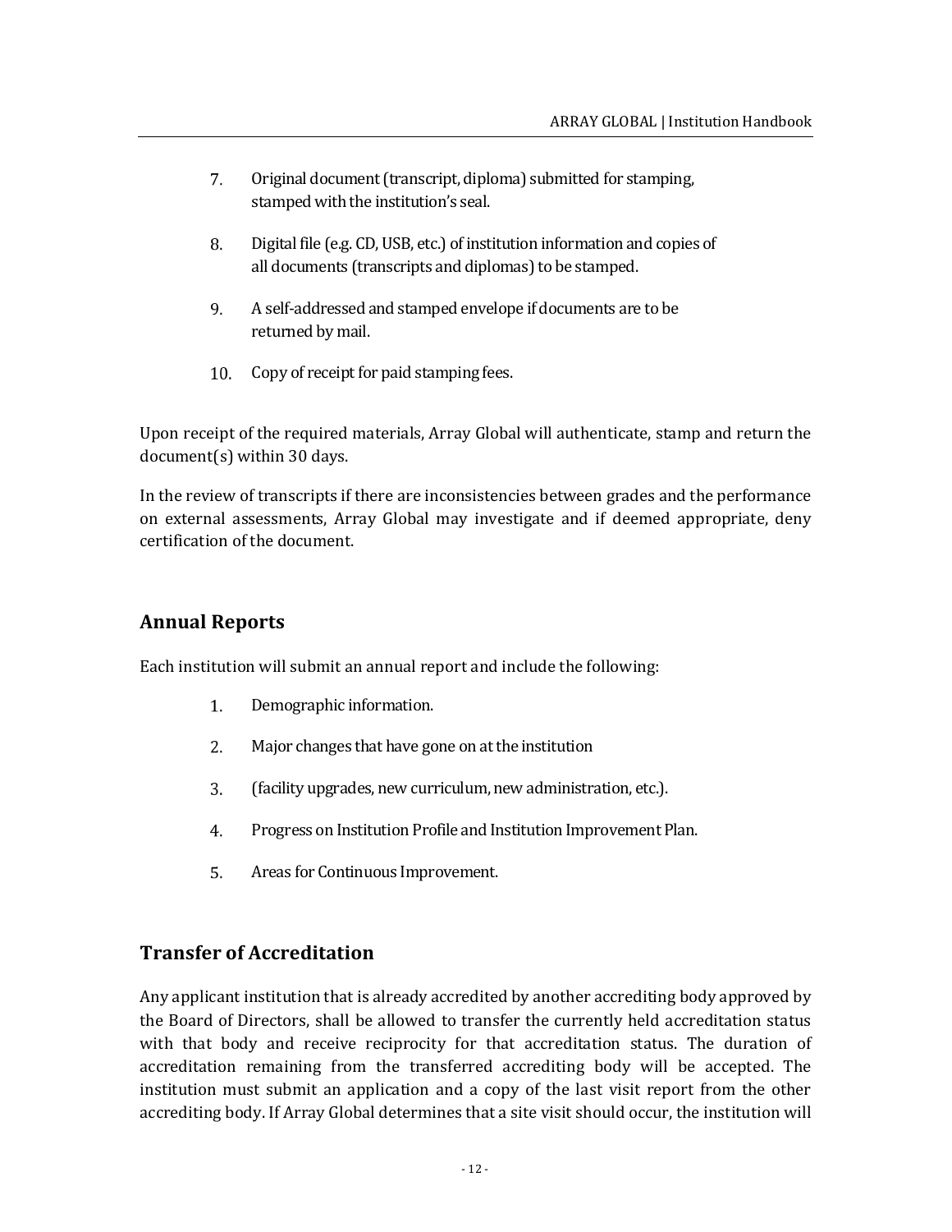7. Original document (transcript, diploma) submitted for stamping, stamped with the institution's seal.

8. Digital file (e.g. CD, USB, etc.) of institution information and copies of all documents (transcripts and diplomas) to be stamped.

9. A self-addressed and stamped envelope if documents are to be returned by mail.

10. Copy of receipt for paid stamping fees.

Upon receipt of the required materials, Array Global will authenticate, stamp and return the document(s) within 30 days.

In the review of transcripts if there are inconsistencies between grades and the performance on external assessments, Array Global may investigate and if deemed appropriate, deny certification of the document.

## Annual Reports

Each institution will submit an annual report and include the following:

1. Demographic information.

2. Major changes that have gone on at the institution

3. (facility upgrades, new curriculum, new administration, etc.).

4. Progress on Institution Profile and Institution Improvement Plan.

5. Areas for Continuous Improvement.

## Transfer of Accreditation

Any applicant institution that is already accredited by another accrediting body approved by the Board of Directors, shall be allowed to transfer the currently held accreditation status with that body and receive reciprocity for that accreditation status. The duration of accreditation remaining from the transferred accrediting body will be accepted. The institution must submit an application and a copy of the last visit report from the other accrediting body. If Array Global determines that a site visit should occur, the institution will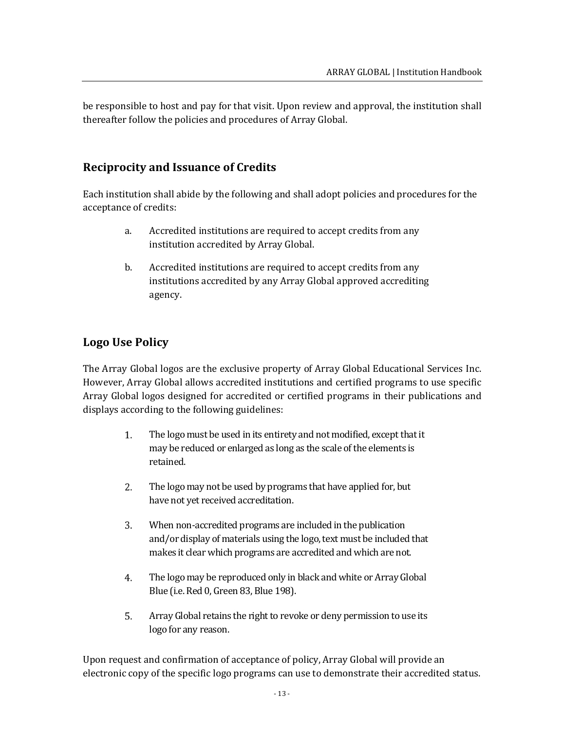be responsible to host and pay for that visit. Upon review and approval, the institution shall thereafter follow the policies and procedures of Array Global.

## Reciprocity and Issuance of Credits

Each institution shall abide by the following and shall adopt policies and procedures for the acceptance of credits:

a. Accredited institutions are required to accept credits from any institution accredited by Array Global.

b. Accredited institutions are required to accept credits from any institutions accredited by any Array Global approved accrediting agency.

## Logo Use Policy

The Array Global logos are the exclusive property of Array Global Educational Services Inc. However, Array Global allows accredited institutions and certified programs to use specific Array Global logos designed for accredited or certified programs in their publications and displays according to the following guidelines:

1. The logo must be used in its entirety and not modified, except that it may be reduced or enlarged as long as the scale of the elements is retained.
2. The logo may not be used by programs that have applied for, but have not yet received accreditation.
3. When non-accredited programs are included in the publication and/or display of materials using the logo, text must be included that makes it clear which programs are accredited and which are not.
4. The logo may be reproduced only in black and white or Array Global Blue (i.e. Red 0, Green 83, Blue 198).
5. Array Global retains the right to revoke or deny permission to use its logo for any reason.

Upon request and confirmation of acceptance of policy, Array Global will provide an electronic copy of the specific logo programs can use to demonstrate their accredited status.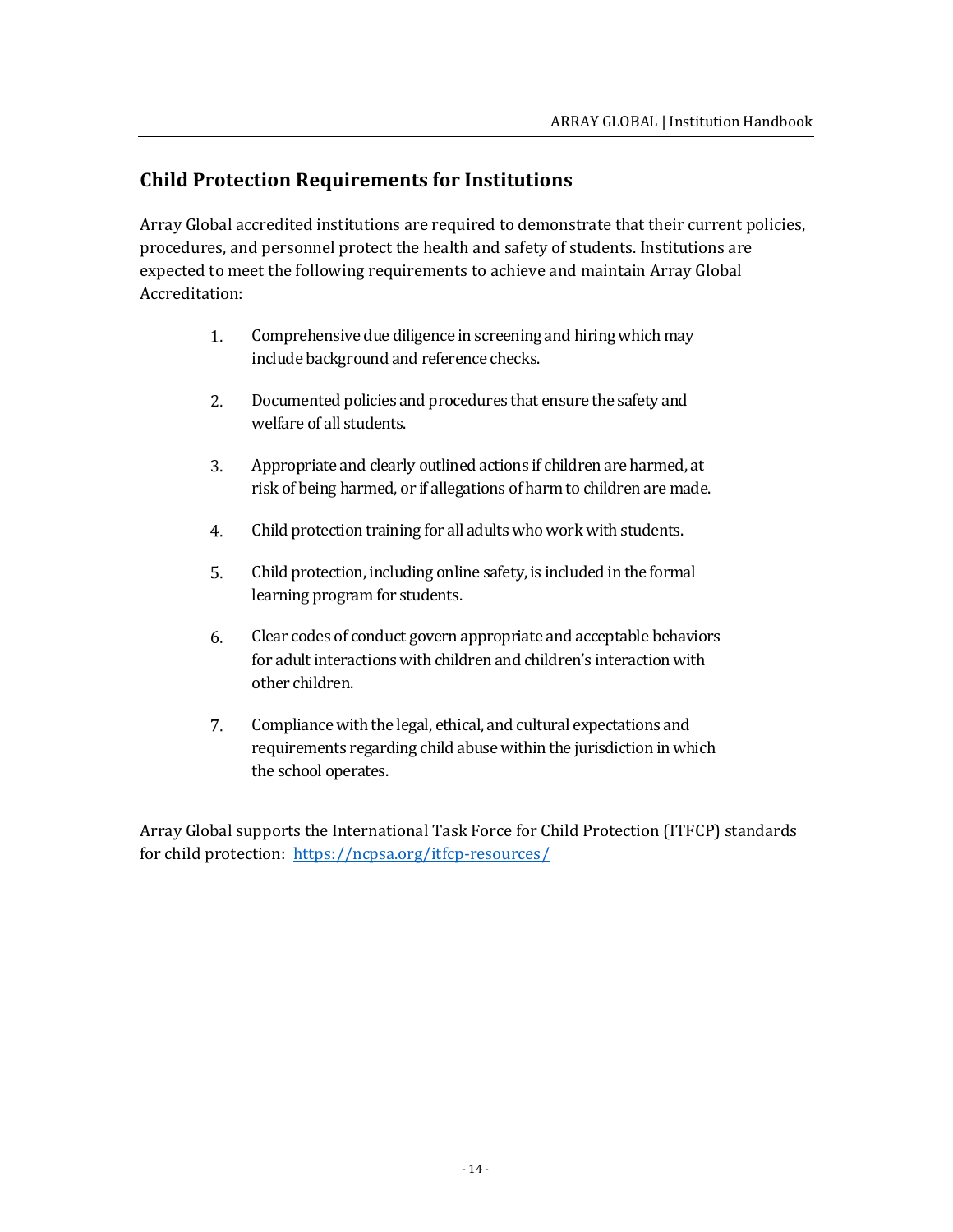## Child Protection Requirements for Institutions

Array Global accredited institutions are required to demonstrate that their current policies, procedures, and personnel protect the health and safety of students. Institutions are expected to meet the following requirements to achieve and maintain Array Global Accreditation:

1. Comprehensive due diligence in screening and hiring which may include background and reference checks.

2. Documented policies and procedures that ensure the safety and welfare of all students.

3. Appropriate and clearly outlined actions if children are harmed, at risk of being harmed, or if allegations of harm to children are made.

4. Child protection training for all adults who work with students.

5. Child protection, including online safety, is included in the formal learning program for students.

6. Clear codes of conduct govern appropriate and acceptable behaviors for adult interactions with children and children's interaction with other children.

7. Compliance with the legal, ethical, and cultural expectations and requirements regarding child abuse within the jurisdiction in which the school operates.

Array Global supports the International Task Force for Child Protection (ITFCP) standards for child protection: https://ncpsa.org/itfcp-resources/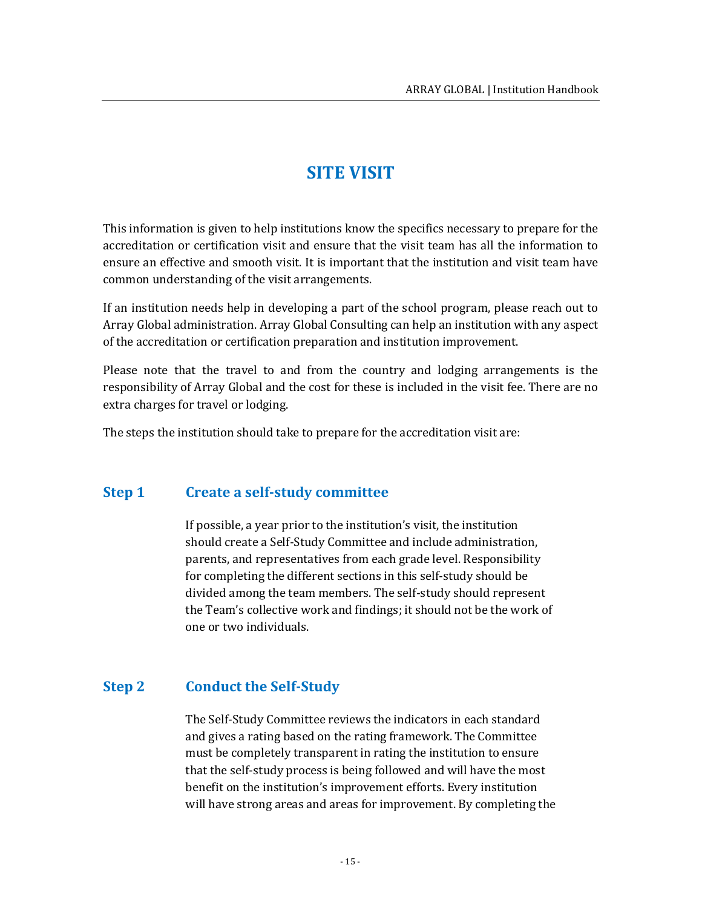# SITE VISIT

This information is given to help institutions know the specifics necessary to prepare for the accreditation or certification visit and ensure that the visit team has all the information to ensure an effective and smooth visit. It is important that the institution and visit team have common understanding of the visit arrangements.

If an institution needs help in developing a part of the school program, please reach out to Array Global administration. Array Global Consulting can help an institution with any aspect of the accreditation or certification preparation and institution improvement.

Please note that the travel to and from the country and lodging arrangements is the responsibility of Array Global and the cost for these is included in the visit fee. There are no extra charges for travel or lodging.

The steps the institution should take to prepare for the accreditation visit are:

## Step 1 Create a self-study committee

If possible, a year prior to the institution's visit, the institution should create a Self-Study Committee and include administration, parents, and representatives from each grade level. Responsibility for completing the different sections in this self-study should be divided among the team members. The self-study should represent the Team's collective work and findings; it should not be the work of one or two individuals.

## Step 2 Conduct the Self-Study

The Self-Study Committee reviews the indicators in each standard and gives a rating based on the rating framework. The Committee must be completely transparent in rating the institution to ensure that the self-study process is being followed and will have the most benefit on the institution's improvement efforts. Every institution will have strong areas and areas for improvement. By completing the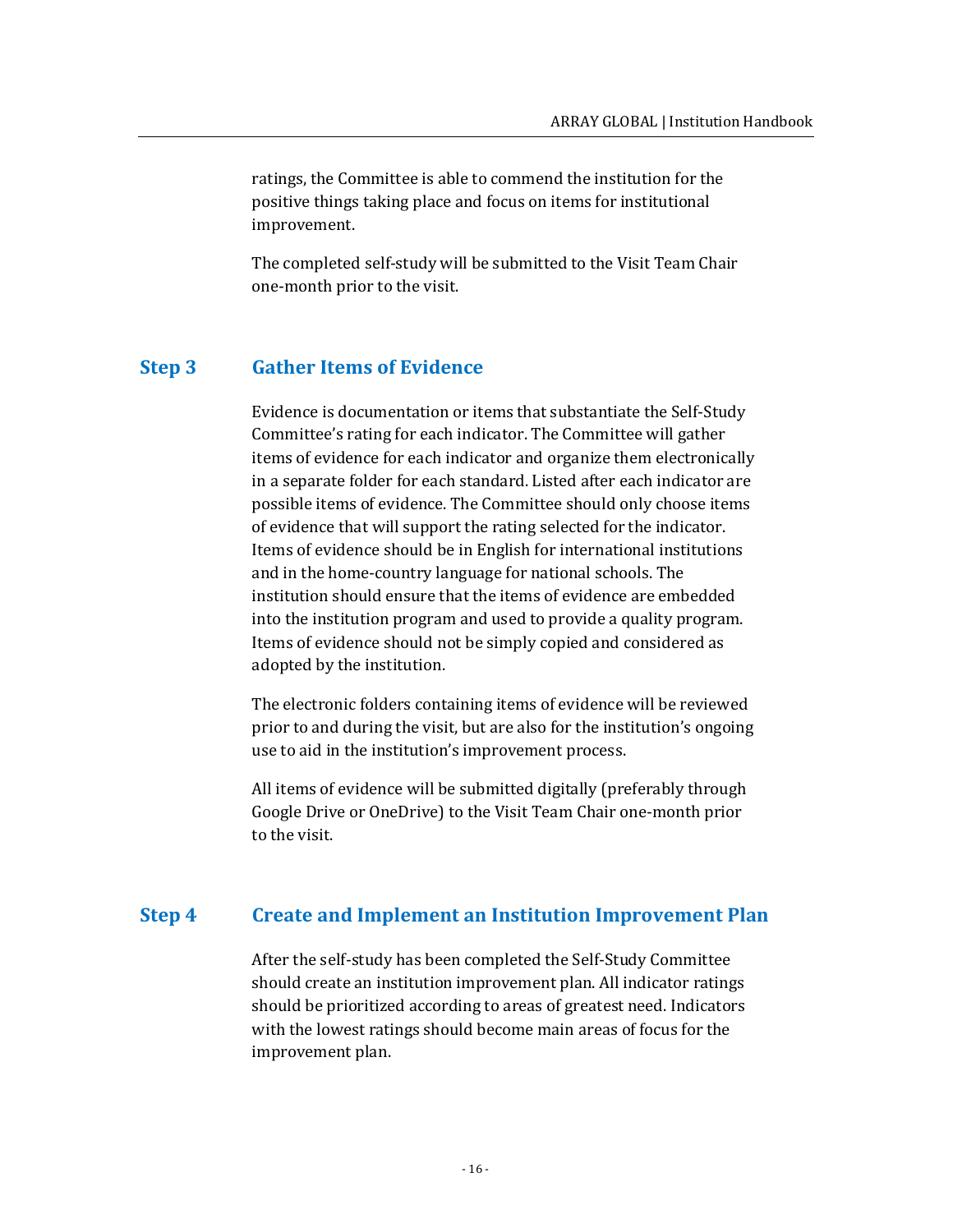ratings, the Committee is able to commend the institution for the positive things taking place and focus on items for institutional improvement.

The completed self-study will be submitted to the Visit Team Chair one-month prior to the visit.

## Step 3 Gather Items of Evidence

Evidence is documentation or items that substantiate the Self-Study Committee's rating for each indicator. The Committee will gather items of evidence for each indicator and organize them electronically in a separate folder for each standard. Listed after each indicator are possible items of evidence. The Committee should only choose items of evidence that will support the rating selected for the indicator. Items of evidence should be in English for international institutions and in the home-country language for national schools. The institution should ensure that the items of evidence are embedded into the institution program and used to provide a quality program. Items of evidence should not be simply copied and considered as adopted by the institution.

The electronic folders containing items of evidence will be reviewed prior to and during the visit, but are also for the institution's ongoing use to aid in the institution's improvement process.

All items of evidence will be submitted digitally (preferably through Google Drive or OneDrive) to the Visit Team Chair one-month prior to the visit.

## Step 4 Create and Implement an Institution Improvement Plan

After the self-study has been completed the Self-Study Committee should create an institution improvement plan. All indicator ratings should be prioritized according to areas of greatest need. Indicators with the lowest ratings should become main areas of focus for the improvement plan.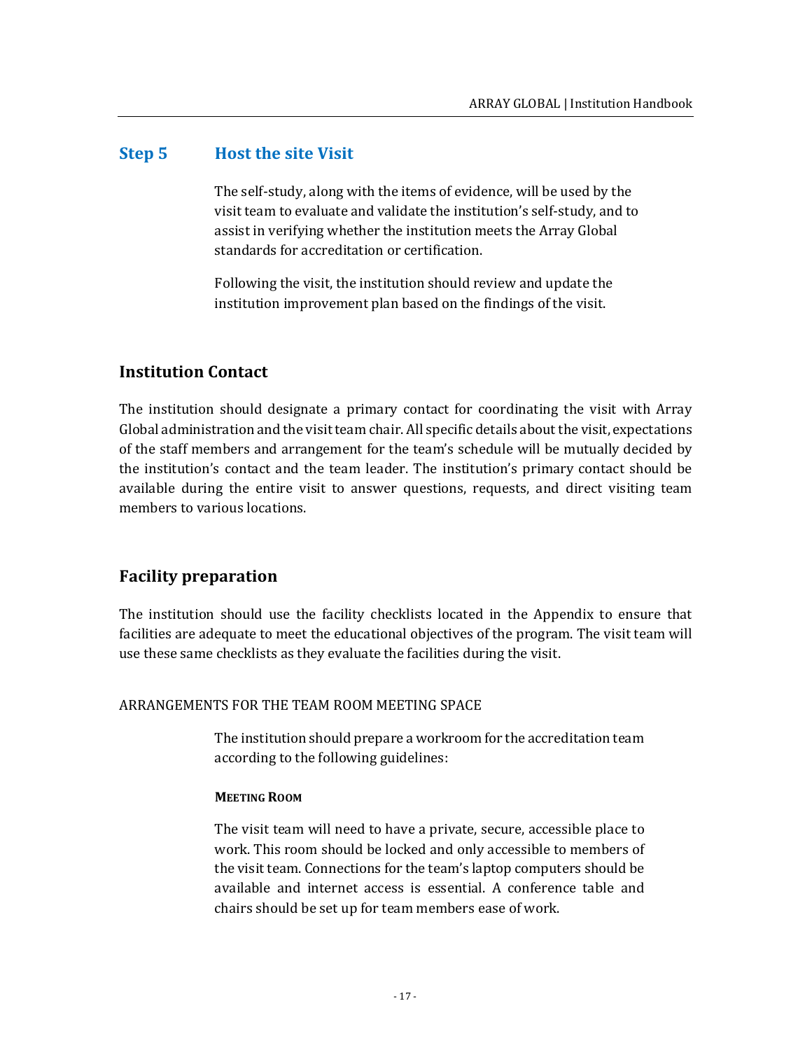## Step 5 Host the site Visit

The self-study, along with the items of evidence, will be used by the visit team to evaluate and validate the institution's self-study, and to assist in verifying whether the institution meets the Array Global standards for accreditation or certification.

Following the visit, the institution should review and update the institution improvement plan based on the findings of the visit.

## Institution Contact

The institution should designate a primary contact for coordinating the visit with Array Global administration and the visit team chair. All specific details about the visit, expectations of the staff members and arrangement for the team's schedule will be mutually decided by the institution's contact and the team leader. The institution's primary contact should be available during the entire visit to answer questions, requests, and direct visiting team members to various locations.

## Facility preparation

The institution should use the facility checklists located in the Appendix to ensure that facilities are adequate to meet the educational objectives of the program. The visit team will use these same checklists as they evaluate the facilities during the visit.

### ARRANGEMENTS FOR THE TEAM ROOM MEETING SPACE

The institution should prepare a workroom for the accreditation team according to the following guidelines:

#### MEETING ROOM

The visit team will need to have a private, secure, accessible place to work. This room should be locked and only accessible to members of the visit team. Connections for the team's laptop computers should be available and internet access is essential. A conference table and chairs should be set up for team members ease of work.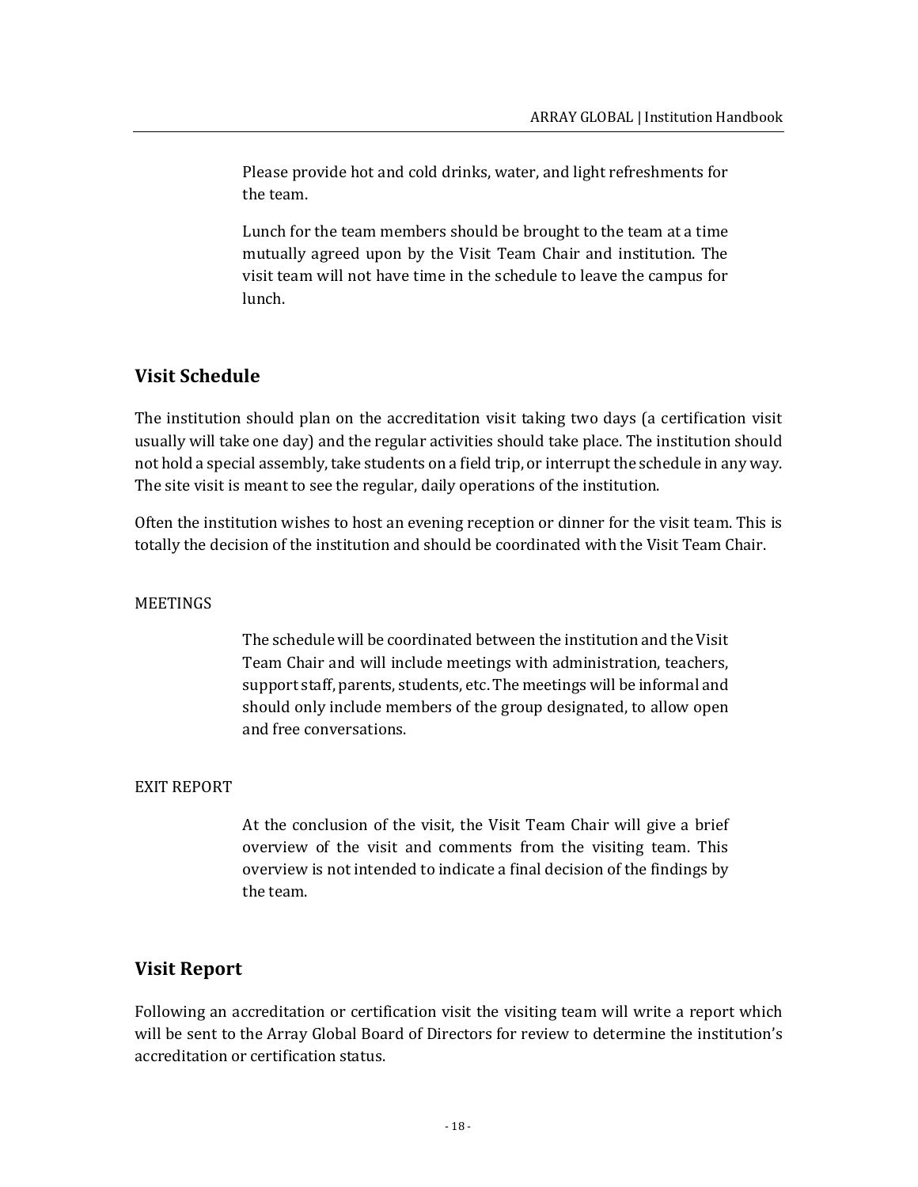Please provide hot and cold drinks, water, and light refreshments for the team.

Lunch for the team members should be brought to the team at a time mutually agreed upon by the Visit Team Chair and institution. The visit team will not have time in the schedule to leave the campus for lunch.

## Visit Schedule

The institution should plan on the accreditation visit taking two days (a certification visit usually will take one day) and the regular activities should take place. The institution should not hold a special assembly, take students on a field trip, or interrupt the schedule in any way. The site visit is meant to see the regular, daily operations of the institution.

Often the institution wishes to host an evening reception or dinner for the visit team. This is totally the decision of the institution and should be coordinated with the Visit Team Chair.

### MEETINGS

The schedule will be coordinated between the institution and the Visit Team Chair and will include meetings with administration, teachers, support staff, parents, students, etc. The meetings will be informal and should only include members of the group designated, to allow open and free conversations.

### EXIT REPORT

At the conclusion of the visit, the Visit Team Chair will give a brief overview of the visit and comments from the visiting team. This overview is not intended to indicate a final decision of the findings by the team.

## Visit Report

Following an accreditation or certification visit the visiting team will write a report which will be sent to the Array Global Board of Directors for review to determine the institution's accreditation or certification status.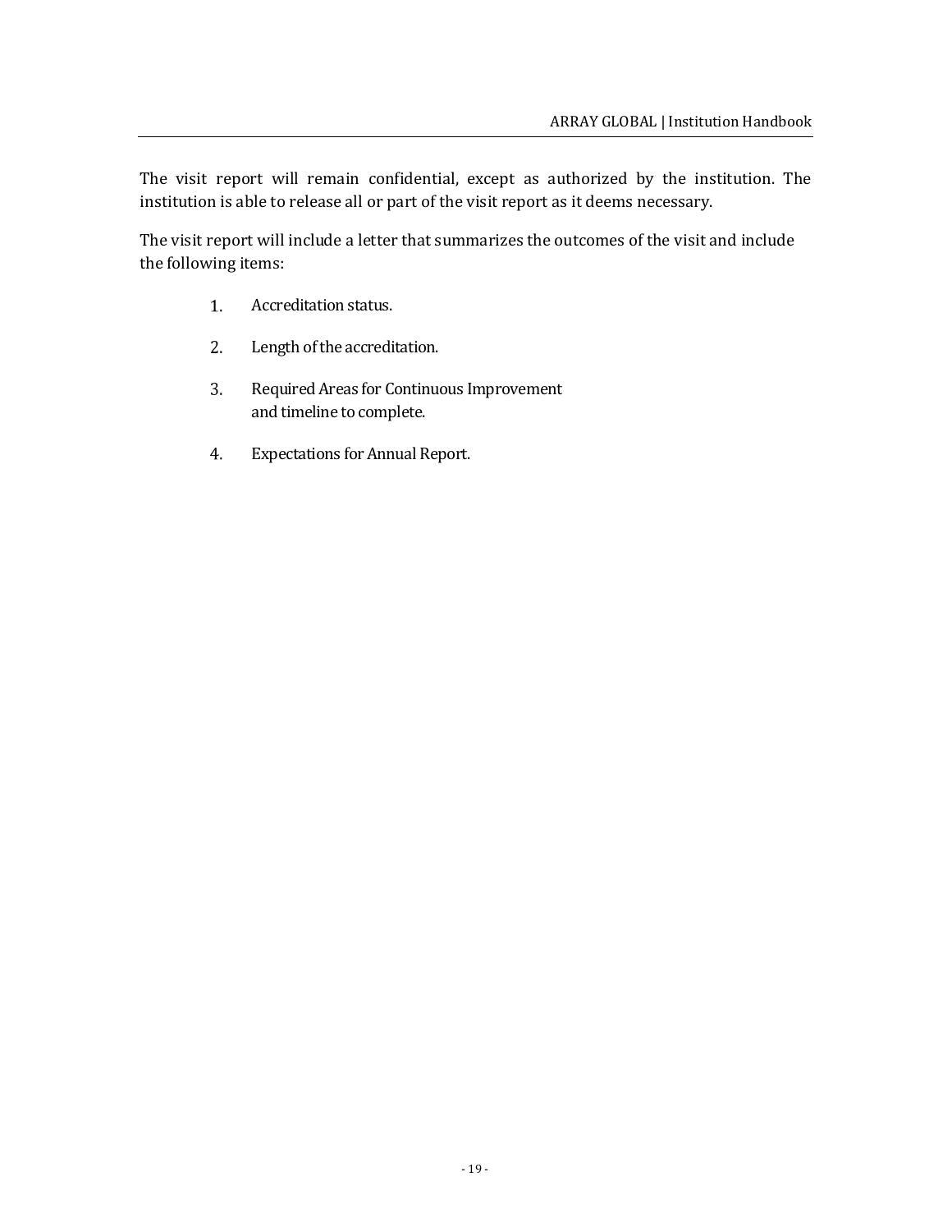The visit report will remain confidential, except as authorized by the institution. The institution is able to release all or part of the visit report as it deems necessary.

The visit report will include a letter that summarizes the outcomes of the visit and include the following items:

1. Accreditation status.
2. Length of the accreditation.
3. Required Areas for Continuous Improvement and timeline to complete.
4. Expectations for Annual Report.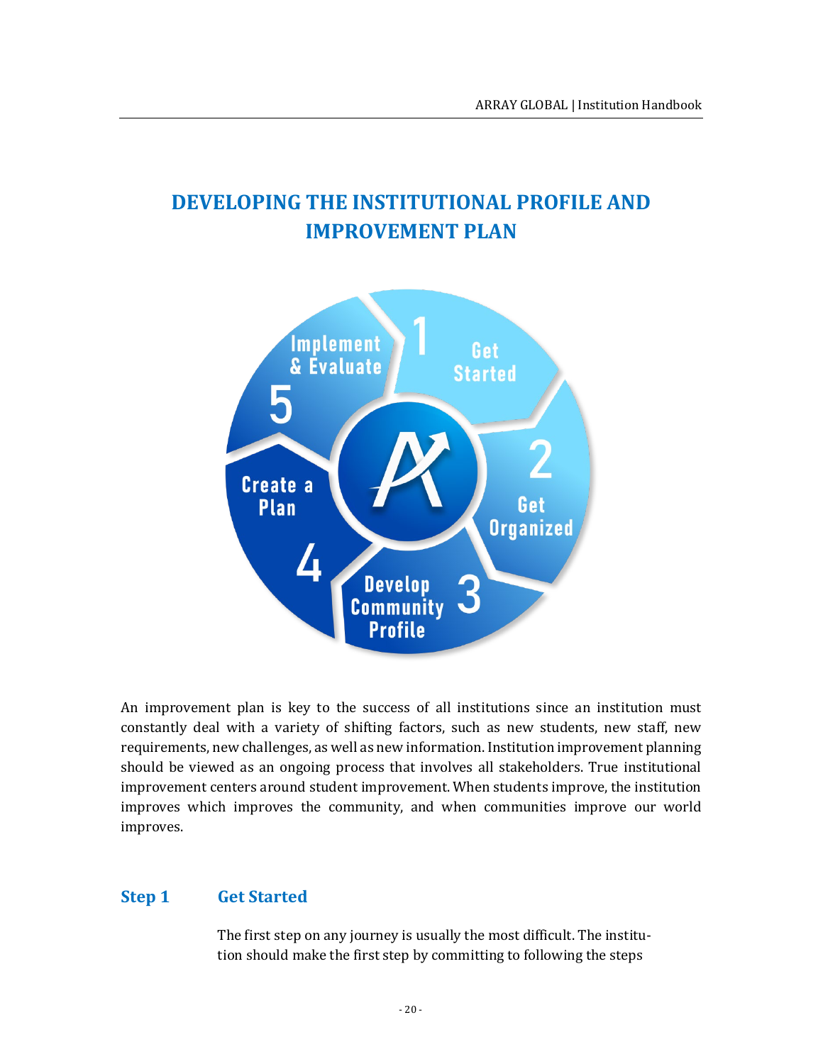# DEVELOPING THE INSTITUTIONAL PROFILE AND IMPROVEMENT PLAN

An improvement plan is key to the success of all institutions since an institution must constantly deal with a variety of shifting factors, such as new students, new staff, new requirements, new challenges, as well as new information. Institution improvement planning should be viewed as an ongoing process that involves all stakeholders. True institutional improvement centers around student improvement. When students improve, the institution improves which improves the community, and when communities improve our world improves.

## Step 1 Get Started

The first step on any journey is usually the most difficult. The institution should make the first step by committing to following the steps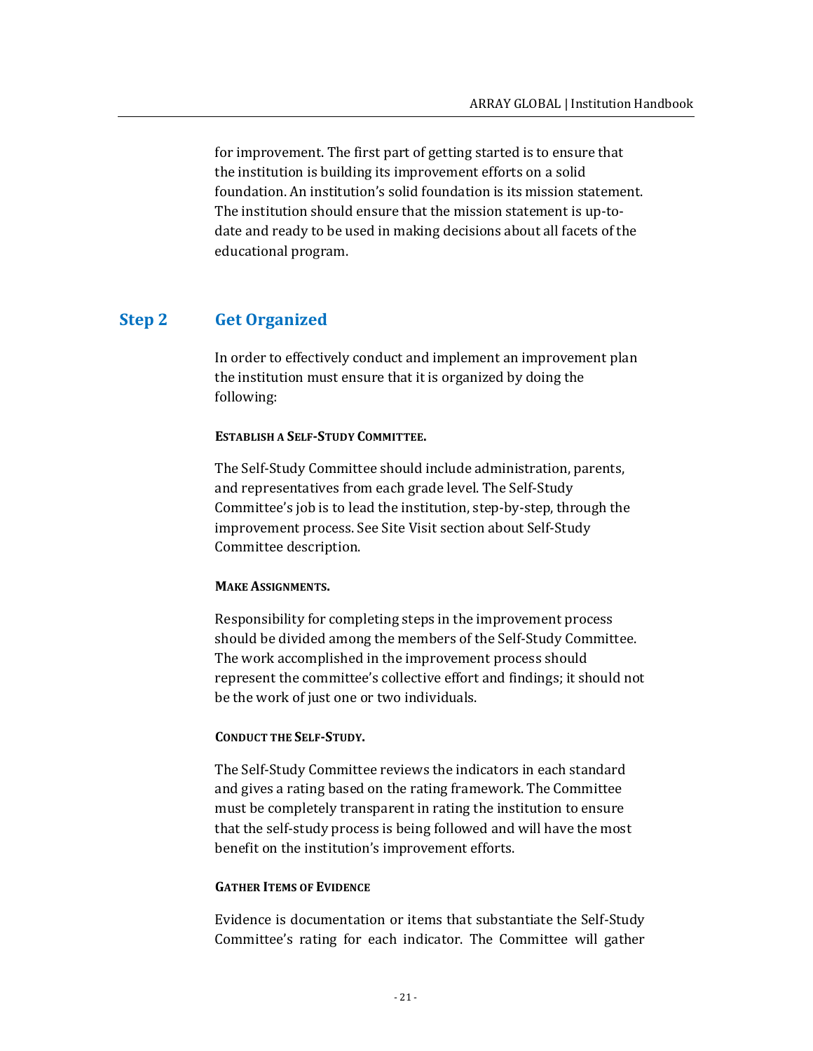for improvement. The first part of getting started is to ensure that the institution is building its improvement efforts on a solid foundation. An institution's solid foundation is its mission statement. The institution should ensure that the mission statement is up-to-date and ready to be used in making decisions about all facets of the educational program.

## Step 2 Get Organized

In order to effectively conduct and implement an improvement plan the institution must ensure that it is organized by doing the following:

#### ESTABLISH A SELF-STUDY COMMITTEE.

The Self-Study Committee should include administration, parents, and representatives from each grade level. The Self-Study Committee's job is to lead the institution, step-by-step, through the improvement process. See Site Visit section about Self-Study Committee description.

#### MAKE ASSIGNMENTS.

Responsibility for completing steps in the improvement process should be divided among the members of the Self-Study Committee. The work accomplished in the improvement process should represent the committee's collective effort and findings; it should not be the work of just one or two individuals.

#### CONDUCT THE SELF-STUDY.

The Self-Study Committee reviews the indicators in each standard and gives a rating based on the rating framework. The Committee must be completely transparent in rating the institution to ensure that the self-study process is being followed and will have the most benefit on the institution's improvement efforts.

#### GATHER ITEMS OF EVIDENCE

Evidence is documentation or items that substantiate the Self-Study Committee's rating for each indicator. The Committee will gather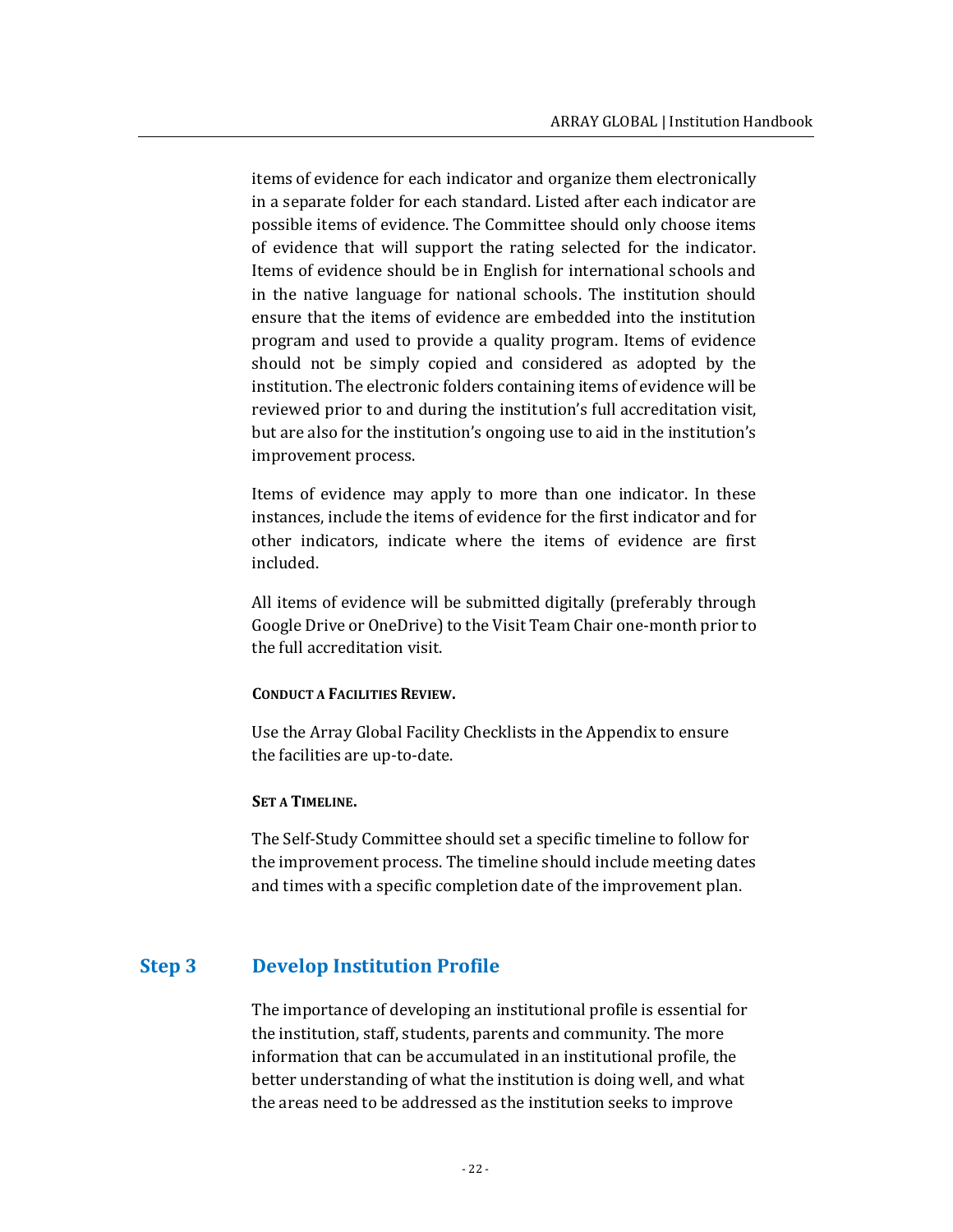items of evidence for each indicator and organize them electronically in a separate folder for each standard. Listed after each indicator are possible items of evidence. The Committee should only choose items of evidence that will support the rating selected for the indicator. Items of evidence should be in English for international schools and in the native language for national schools. The institution should ensure that the items of evidence are embedded into the institution program and used to provide a quality program. Items of evidence should not be simply copied and considered as adopted by the institution. The electronic folders containing items of evidence will be reviewed prior to and during the institution's full accreditation visit, but are also for the institution's ongoing use to aid in the institution's improvement process.

Items of evidence may apply to more than one indicator. In these instances, include the items of evidence for the first indicator and for other indicators, indicate where the items of evidence are first included.

All items of evidence will be submitted digitally (preferably through Google Drive or OneDrive) to the Visit Team Chair one-month prior to the full accreditation visit.

#### CONDUCT A FACILITIES REVIEW.

Use the Array Global Facility Checklists in the Appendix to ensure the facilities are up-to-date.

#### SET A TIMELINE.

The Self-Study Committee should set a specific timeline to follow for the improvement process. The timeline should include meeting dates and times with a specific completion date of the improvement plan.

## Step 3 Develop Institution Profile

The importance of developing an institutional profile is essential for the institution, staff, students, parents and community. The more information that can be accumulated in an institutional profile, the better understanding of what the institution is doing well, and what the areas need to be addressed as the institution seeks to improve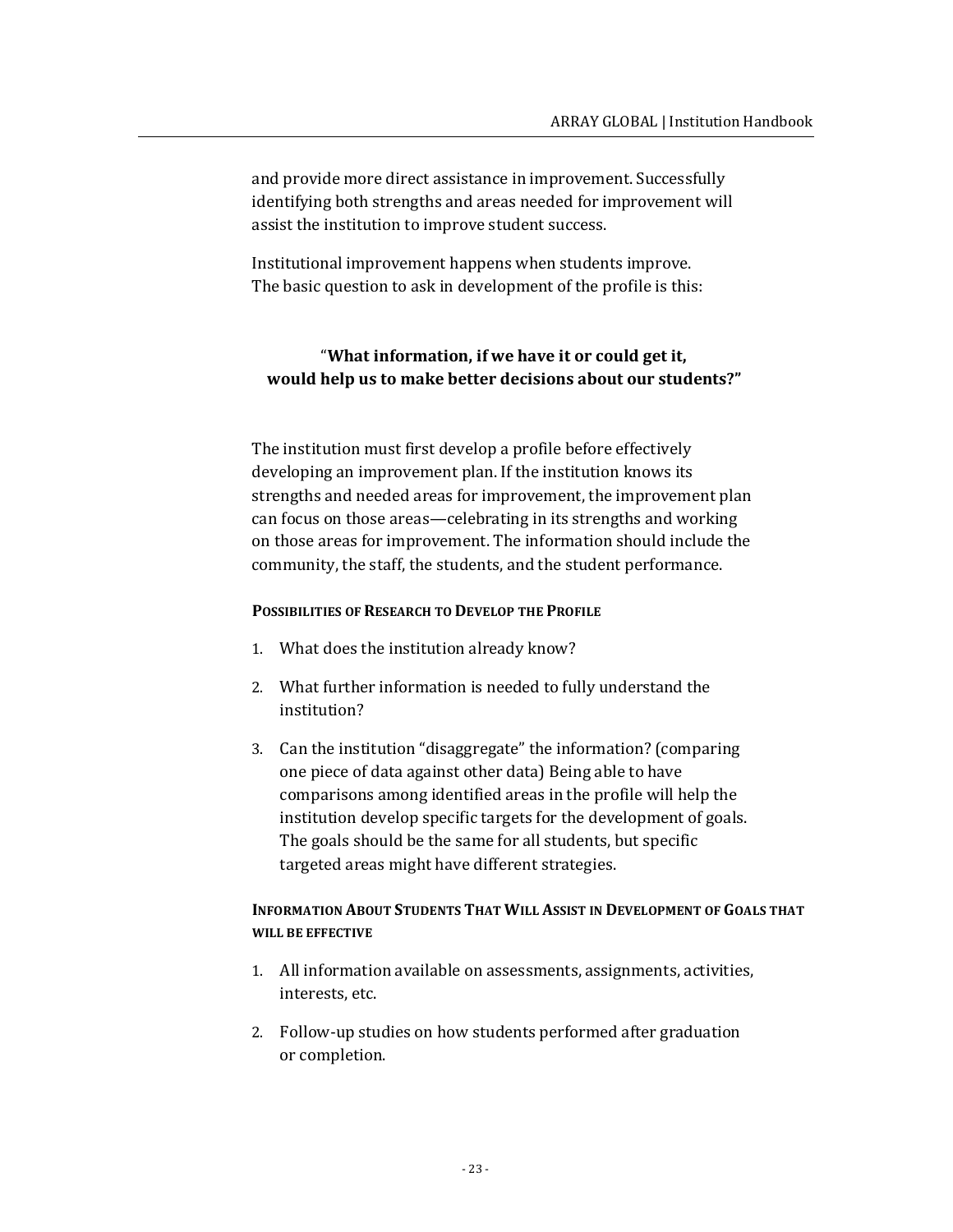and provide more direct assistance in improvement. Successfully identifying both strengths and areas needed for improvement will assist the institution to improve student success.

Institutional improvement happens when students improve. The basic question to ask in development of the profile is this:

> "**What information, if we have it or could get it, would help us to make better decisions about our students?"**

The institution must first develop a profile before effectively developing an improvement plan. If the institution knows its strengths and needed areas for improvement, the improvement plan can focus on those areas—celebrating in its strengths and working on those areas for improvement. The information should include the community, the staff, the students, and the student performance.

#### POSSIBILITIES OF RESEARCH TO DEVELOP THE PROFILE

1. What does the institution already know?
2. What further information is needed to fully understand the institution?
3. Can the institution "disaggregate" the information? (comparing one piece of data against other data) Being able to have comparisons among identified areas in the profile will help the institution develop specific targets for the development of goals. The goals should be the same for all students, but specific targeted areas might have different strategies.

#### INFORMATION ABOUT STUDENTS THAT WILL ASSIST IN DEVELOPMENT OF GOALS THAT WILL BE EFFECTIVE

1. All information available on assessments, assignments, activities, interests, etc.
2. Follow-up studies on how students performed after graduation or completion.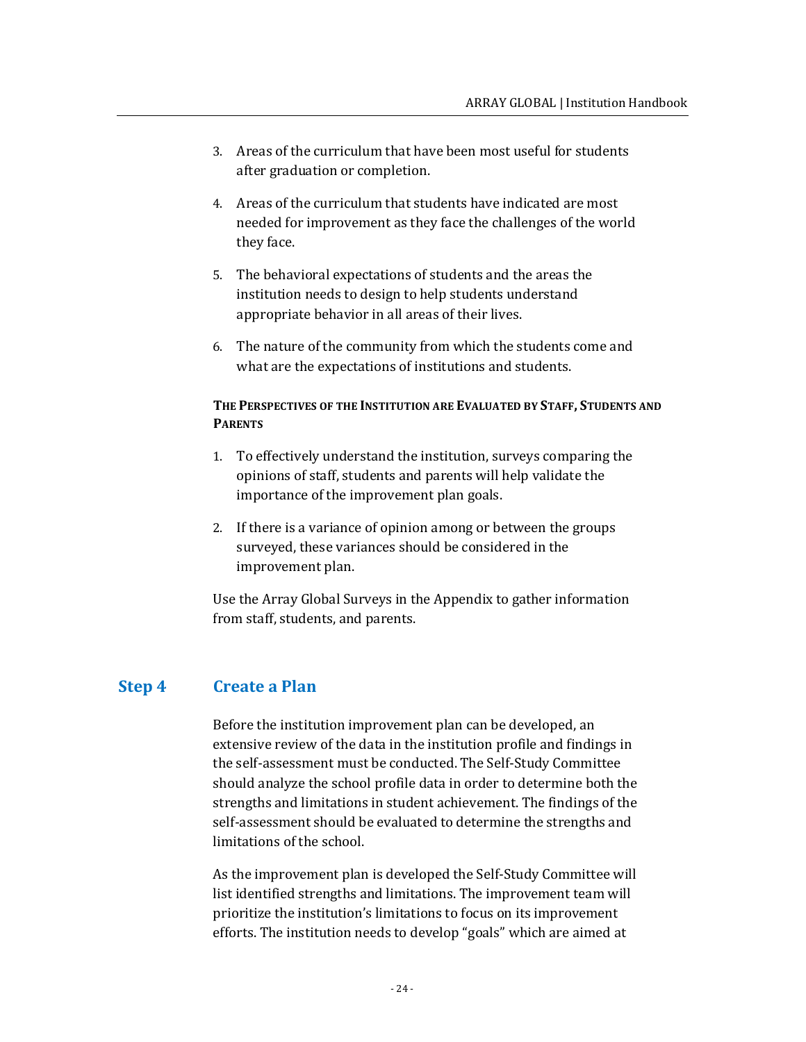3. Areas of the curriculum that have been most useful for students after graduation or completion.

4. Areas of the curriculum that students have indicated are most needed for improvement as they face the challenges of the world they face.

5. The behavioral expectations of students and the areas the institution needs to design to help students understand appropriate behavior in all areas of their lives.

6. The nature of the community from which the students come and what are the expectations of institutions and students.

**THE PERSPECTIVES OF THE INSTITUTION ARE EVALUATED BY STAFF, STUDENTS AND PARENTS**

1. To effectively understand the institution, surveys comparing the opinions of staff, students and parents will help validate the importance of the improvement plan goals.

2. If there is a variance of opinion among or between the groups surveyed, these variances should be considered in the improvement plan.

Use the Array Global Surveys in the Appendix to gather information from staff, students, and parents.

## Step 4 Create a Plan

Before the institution improvement plan can be developed, an extensive review of the data in the institution profile and findings in the self-assessment must be conducted. The Self-Study Committee should analyze the school profile data in order to determine both the strengths and limitations in student achievement. The findings of the self-assessment should be evaluated to determine the strengths and limitations of the school.

As the improvement plan is developed the Self-Study Committee will list identified strengths and limitations. The improvement team will prioritize the institution's limitations to focus on its improvement efforts. The institution needs to develop "goals" which are aimed at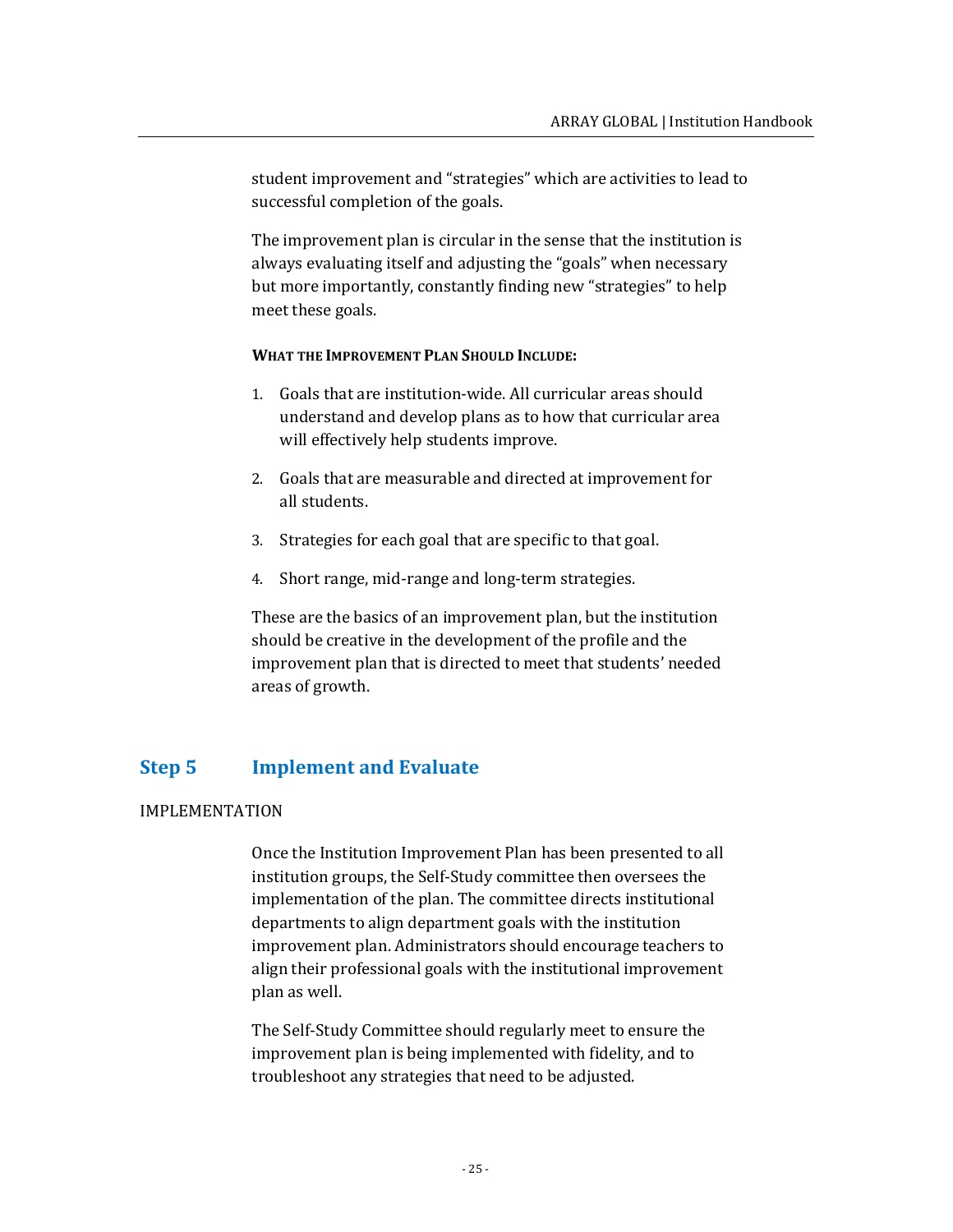student improvement and "strategies" which are activities to lead to successful completion of the goals.

The improvement plan is circular in the sense that the institution is always evaluating itself and adjusting the "goals" when necessary but more importantly, constantly finding new "strategies" to help meet these goals.

**WHAT THE IMPROVEMENT PLAN SHOULD INCLUDE:**

1. Goals that are institution-wide. All curricular areas should understand and develop plans as to how that curricular area will effectively help students improve.
2. Goals that are measurable and directed at improvement for all students.
3. Strategies for each goal that are specific to that goal.
4. Short range, mid-range and long-term strategies.

These are the basics of an improvement plan, but the institution should be creative in the development of the profile and the improvement plan that is directed to meet that students' needed areas of growth.

## Step 5 Implement and Evaluate

IMPLEMENTATION

Once the Institution Improvement Plan has been presented to all institution groups, the Self-Study committee then oversees the implementation of the plan. The committee directs institutional departments to align department goals with the institution improvement plan. Administrators should encourage teachers to align their professional goals with the institutional improvement plan as well.

The Self-Study Committee should regularly meet to ensure the improvement plan is being implemented with fidelity, and to troubleshoot any strategies that need to be adjusted.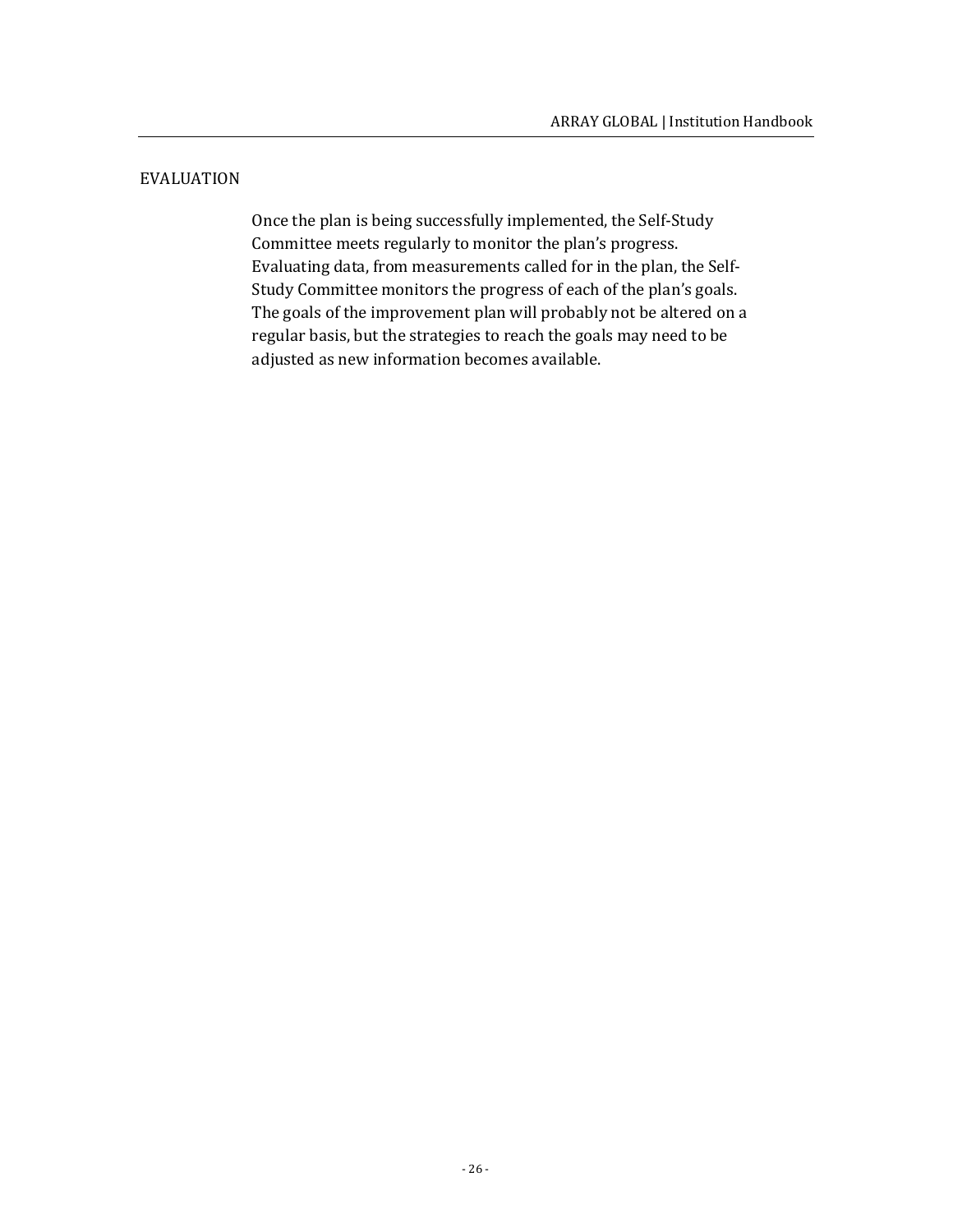## EVALUATION

Once the plan is being successfully implemented, the Self-Study Committee meets regularly to monitor the plan's progress. Evaluating data, from measurements called for in the plan, the Self-Study Committee monitors the progress of each of the plan's goals. The goals of the improvement plan will probably not be altered on a regular basis, but the strategies to reach the goals may need to be adjusted as new information becomes available.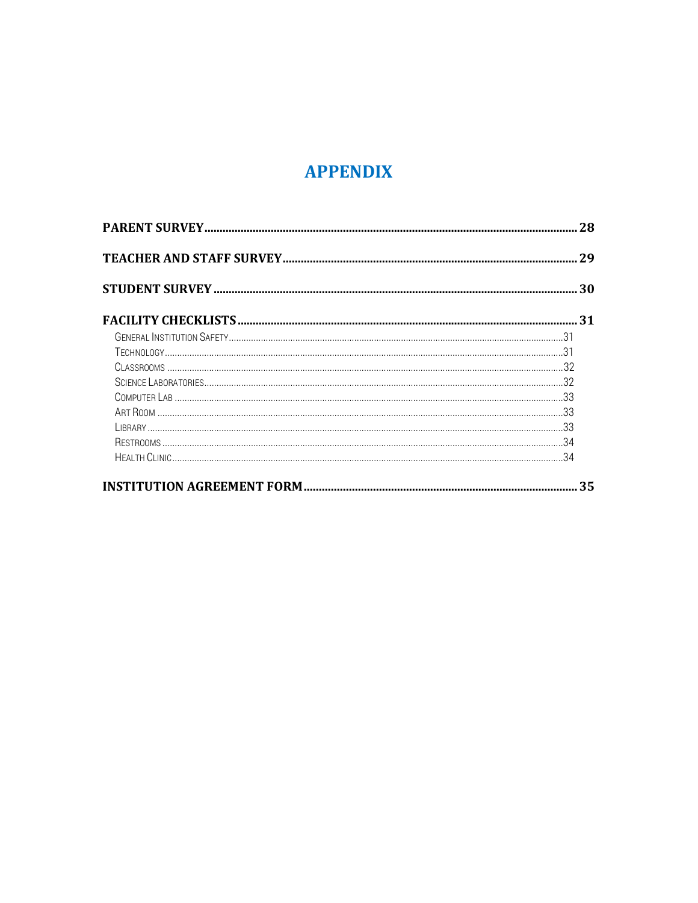# APPENDIX

**PARENT SURVEY** ........................................................ 28

**TEACHER AND STAFF SURVEY** ........................................................ 29

**STUDENT SURVEY** ........................................................ 30

**FACILITY CHECKLISTS** ........................................................ 31

- General Institution Safety ........................................................ 31
- Technology ........................................................ 31
- Classrooms ........................................................ 32
- Science Laboratories ........................................................ 32
- Computer Lab ........................................................ 33
- Art Room ........................................................ 33
- Library ........................................................ 33
- Restrooms ........................................................ 34
- Health Clinic ........................................................ 34

**INSTITUTION AGREEMENT FORM** ........................................................ 35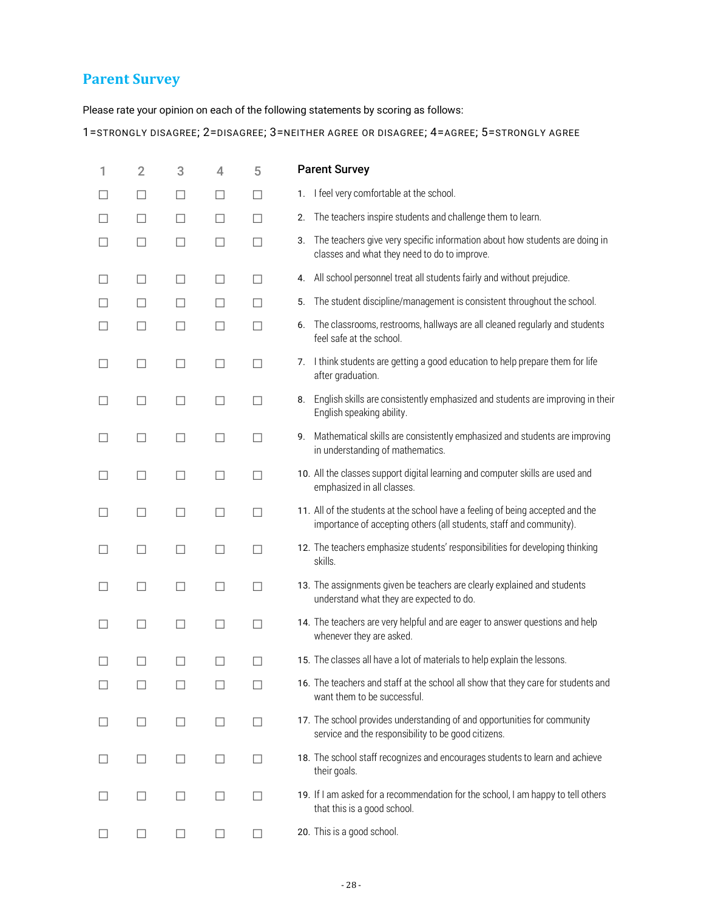## Parent Survey

Please rate your opinion on each of the following statements by scoring as follows:

1=STRONGLY DISAGREE; 2=DISAGREE; 3=NEITHER AGREE OR DISAGREE; 4=AGREE; 5=STRONGLY AGREE

| 1 | 2 | 3 | 4 | 5 | Parent Survey |
|---|---|---|---|---|---|
| ☐ | ☐ | ☐ | ☐ | ☐ | 1. I feel very comfortable at the school. |
| ☐ | ☐ | ☐ | ☐ | ☐ | 2. The teachers inspire students and challenge them to learn. |
| ☐ | ☐ | ☐ | ☐ | ☐ | 3. The teachers give very specific information about how students are doing in classes and what they need to do to improve. |
| ☐ | ☐ | ☐ | ☐ | ☐ | 4. All school personnel treat all students fairly and without prejudice. |
| ☐ | ☐ | ☐ | ☐ | ☐ | 5. The student discipline/management is consistent throughout the school. |
| ☐ | ☐ | ☐ | ☐ | ☐ | 6. The classrooms, restrooms, hallways are all cleaned regularly and students feel safe at the school. |
| ☐ | ☐ | ☐ | ☐ | ☐ | 7. I think students are getting a good education to help prepare them for life after graduation. |
| ☐ | ☐ | ☐ | ☐ | ☐ | 8. English skills are consistently emphasized and students are improving in their English speaking ability. |
| ☐ | ☐ | ☐ | ☐ | ☐ | 9. Mathematical skills are consistently emphasized and students are improving in understanding of mathematics. |
| ☐ | ☐ | ☐ | ☐ | ☐ | 10. All the classes support digital learning and computer skills are used and emphasized in all classes. |
| ☐ | ☐ | ☐ | ☐ | ☐ | 11. All of the students at the school have a feeling of being accepted and the importance of accepting others (all students, staff and community). |
| ☐ | ☐ | ☐ | ☐ | ☐ | 12. The teachers emphasize students' responsibilities for developing thinking skills. |
| ☐ | ☐ | ☐ | ☐ | ☐ | 13. The assignments given be teachers are clearly explained and students understand what they are expected to do. |
| ☐ | ☐ | ☐ | ☐ | ☐ | 14. The teachers are very helpful and are eager to answer questions and help whenever they are asked. |
| ☐ | ☐ | ☐ | ☐ | ☐ | 15. The classes all have a lot of materials to help explain the lessons. |
| ☐ | ☐ | ☐ | ☐ | ☐ | 16. The teachers and staff at the school all show that they care for students and want them to be successful. |
| ☐ | ☐ | ☐ | ☐ | ☐ | 17. The school provides understanding of and opportunities for community service and the responsibility to be good citizens. |
| ☐ | ☐ | ☐ | ☐ | ☐ | 18. The school staff recognizes and encourages students to learn and achieve their goals. |
| ☐ | ☐ | ☐ | ☐ | ☐ | 19. If I am asked for a recommendation for the school, I am happy to tell others that this is a good school. |
| ☐ | ☐ | ☐ | ☐ | ☐ | 20. This is a good school. |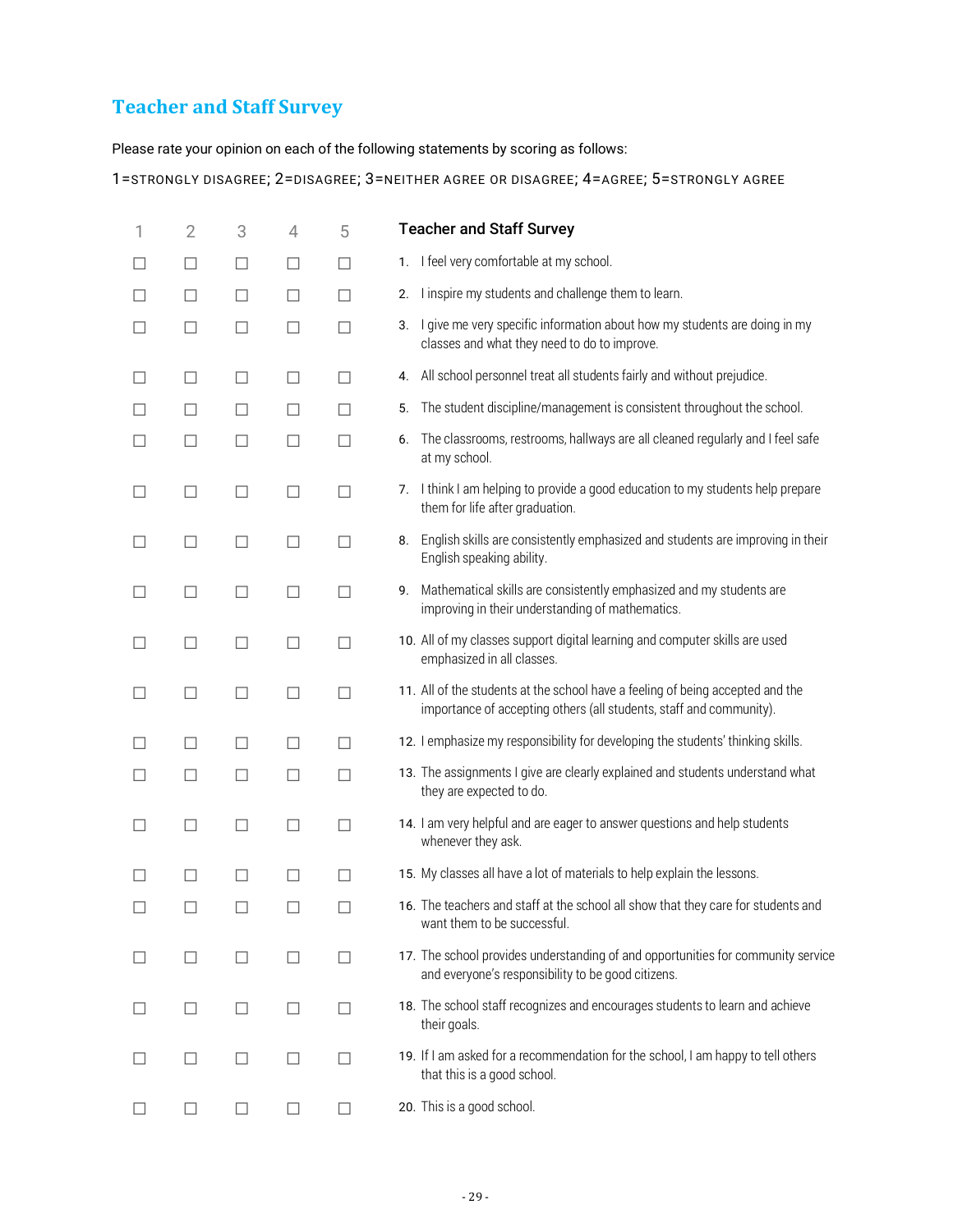## Teacher and Staff Survey

Please rate your opinion on each of the following statements by scoring as follows:

1=STRONGLY DISAGREE; 2=DISAGREE; 3=NEITHER AGREE OR DISAGREE; 4=AGREE; 5=STRONGLY AGREE

| 1 | 2 | 3 | 4 | 5 | Teacher and Staff Survey |
|---|---|---|---|---|---|
| ☐ | ☐ | ☐ | ☐ | ☐ | 1. I feel very comfortable at my school. |
| ☐ | ☐ | ☐ | ☐ | ☐ | 2. I inspire my students and challenge them to learn. |
| ☐ | ☐ | ☐ | ☐ | ☐ | 3. I give me very specific information about how my students are doing in my classes and what they need to do to improve. |
| ☐ | ☐ | ☐ | ☐ | ☐ | 4. All school personnel treat all students fairly and without prejudice. |
| ☐ | ☐ | ☐ | ☐ | ☐ | 5. The student discipline/management is consistent throughout the school. |
| ☐ | ☐ | ☐ | ☐ | ☐ | 6. The classrooms, restrooms, hallways are all cleaned regularly and I feel safe at my school. |
| ☐ | ☐ | ☐ | ☐ | ☐ | 7. I think I am helping to provide a good education to my students help prepare them for life after graduation. |
| ☐ | ☐ | ☐ | ☐ | ☐ | 8. English skills are consistently emphasized and students are improving in their English speaking ability. |
| ☐ | ☐ | ☐ | ☐ | ☐ | 9. Mathematical skills are consistently emphasized and my students are improving in their understanding of mathematics. |
| ☐ | ☐ | ☐ | ☐ | ☐ | 10. All of my classes support digital learning and computer skills are used emphasized in all classes. |
| ☐ | ☐ | ☐ | ☐ | ☐ | 11. All of the students at the school have a feeling of being accepted and the importance of accepting others (all students, staff and community). |
| ☐ | ☐ | ☐ | ☐ | ☐ | 12. I emphasize my responsibility for developing the students' thinking skills. |
| ☐ | ☐ | ☐ | ☐ | ☐ | 13. The assignments I give are clearly explained and students understand what they are expected to do. |
| ☐ | ☐ | ☐ | ☐ | ☐ | 14. I am very helpful and are eager to answer questions and help students whenever they ask. |
| ☐ | ☐ | ☐ | ☐ | ☐ | 15. My classes all have a lot of materials to help explain the lessons. |
| ☐ | ☐ | ☐ | ☐ | ☐ | 16. The teachers and staff at the school all show that they care for students and want them to be successful. |
| ☐ | ☐ | ☐ | ☐ | ☐ | 17. The school provides understanding of and opportunities for community service and everyone's responsibility to be good citizens. |
| ☐ | ☐ | ☐ | ☐ | ☐ | 18. The school staff recognizes and encourages students to learn and achieve their goals. |
| ☐ | ☐ | ☐ | ☐ | ☐ | 19. If I am asked for a recommendation for the school, I am happy to tell others that this is a good school. |
| ☐ | ☐ | ☐ | ☐ | ☐ | 20. This is a good school. |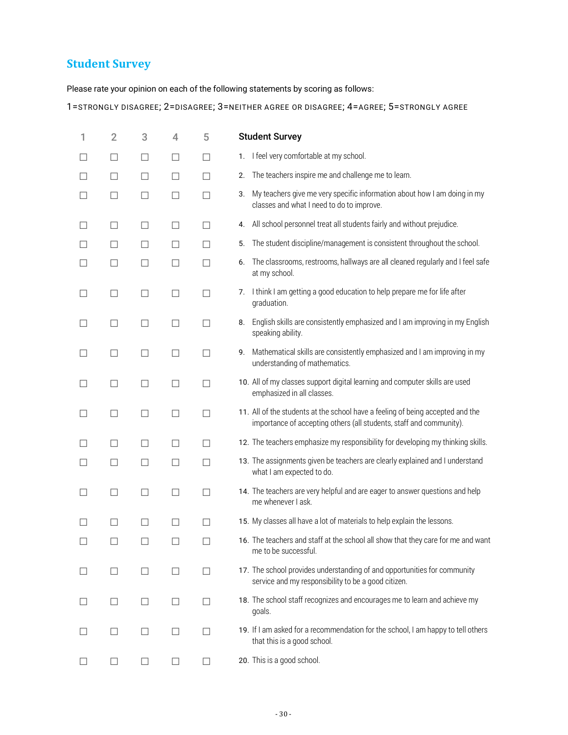## Student Survey

Please rate your opinion on each of the following statements by scoring as follows:

1=STRONGLY DISAGREE; 2=DISAGREE; 3=NEITHER AGREE OR DISAGREE; 4=AGREE; 5=STRONGLY AGREE

| 1 | 2 | 3 | 4 | 5 | Student Survey |
|---|---|---|---|---|---|
| ☐ | ☐ | ☐ | ☐ | ☐ | 1. I feel very comfortable at my school. |
| ☐ | ☐ | ☐ | ☐ | ☐ | 2. The teachers inspire me and challenge me to learn. |
| ☐ | ☐ | ☐ | ☐ | ☐ | 3. My teachers give me very specific information about how I am doing in my classes and what I need to do to improve. |
| ☐ | ☐ | ☐ | ☐ | ☐ | 4. All school personnel treat all students fairly and without prejudice. |
| ☐ | ☐ | ☐ | ☐ | ☐ | 5. The student discipline/management is consistent throughout the school. |
| ☐ | ☐ | ☐ | ☐ | ☐ | 6. The classrooms, restrooms, hallways are all cleaned regularly and I feel safe at my school. |
| ☐ | ☐ | ☐ | ☐ | ☐ | 7. I think I am getting a good education to help prepare me for life after graduation. |
| ☐ | ☐ | ☐ | ☐ | ☐ | 8. English skills are consistently emphasized and I am improving in my English speaking ability. |
| ☐ | ☐ | ☐ | ☐ | ☐ | 9. Mathematical skills are consistently emphasized and I am improving in my understanding of mathematics. |
| ☐ | ☐ | ☐ | ☐ | ☐ | 10. All of my classes support digital learning and computer skills are used emphasized in all classes. |
| ☐ | ☐ | ☐ | ☐ | ☐ | 11. All of the students at the school have a feeling of being accepted and the importance of accepting others (all students, staff and community). |
| ☐ | ☐ | ☐ | ☐ | ☐ | 12. The teachers emphasize my responsibility for developing my thinking skills. |
| ☐ | ☐ | ☐ | ☐ | ☐ | 13. The assignments given be teachers are clearly explained and I understand what I am expected to do. |
| ☐ | ☐ | ☐ | ☐ | ☐ | 14. The teachers are very helpful and are eager to answer questions and help me whenever I ask. |
| ☐ | ☐ | ☐ | ☐ | ☐ | 15. My classes all have a lot of materials to help explain the lessons. |
| ☐ | ☐ | ☐ | ☐ | ☐ | 16. The teachers and staff at the school all show that they care for me and want me to be successful. |
| ☐ | ☐ | ☐ | ☐ | ☐ | 17. The school provides understanding of and opportunities for community service and my responsibility to be a good citizen. |
| ☐ | ☐ | ☐ | ☐ | ☐ | 18. The school staff recognizes and encourages me to learn and achieve my goals. |
| ☐ | ☐ | ☐ | ☐ | ☐ | 19. If I am asked for a recommendation for the school, I am happy to tell others that this is a good school. |
| ☐ | ☐ | ☐ | ☐ | ☐ | 20. This is a good school. |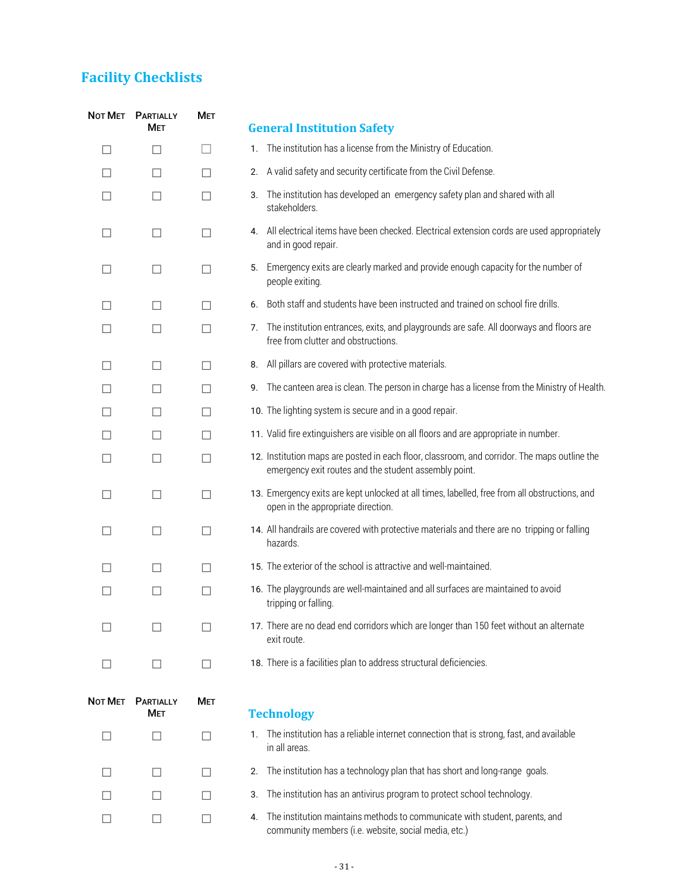# Facility Checklists

## General Institution Safety

| Not Met | Partially Met | Met | General Institution Safety |
|---|---|---|---|
| ☐ | ☐ | ☐ | 1. The institution has a license from the Ministry of Education. |
| ☐ | ☐ | ☐ | 2. A valid safety and security certificate from the Civil Defense. |
| ☐ | ☐ | ☐ | 3. The institution has developed an emergency safety plan and shared with all stakeholders. |
| ☐ | ☐ | ☐ | 4. All electrical items have been checked. Electrical extension cords are used appropriately and in good repair. |
| ☐ | ☐ | ☐ | 5. Emergency exits are clearly marked and provide enough capacity for the number of people exiting. |
| ☐ | ☐ | ☐ | 6. Both staff and students have been instructed and trained on school fire drills. |
| ☐ | ☐ | ☐ | 7. The institution entrances, exits, and playgrounds are safe. All doorways and floors are free from clutter and obstructions. |
| ☐ | ☐ | ☐ | 8. All pillars are covered with protective materials. |
| ☐ | ☐ | ☐ | 9. The canteen area is clean. The person in charge has a license from the Ministry of Health. |
| ☐ | ☐ | ☐ | 10. The lighting system is secure and in a good repair. |
| ☐ | ☐ | ☐ | 11. Valid fire extinguishers are visible on all floors and are appropriate in number. |
| ☐ | ☐ | ☐ | 12. Institution maps are posted in each floor, classroom, and corridor. The maps outline the emergency exit routes and the student assembly point. |
| ☐ | ☐ | ☐ | 13. Emergency exits are kept unlocked at all times, labelled, free from all obstructions, and open in the appropriate direction. |
| ☐ | ☐ | ☐ | 14. All handrails are covered with protective materials and there are no tripping or falling hazards. |
| ☐ | ☐ | ☐ | 15. The exterior of the school is attractive and well-maintained. |
| ☐ | ☐ | ☐ | 16. The playgrounds are well-maintained and all surfaces are maintained to avoid tripping or falling. |
| ☐ | ☐ | ☐ | 17. There are no dead end corridors which are longer than 150 feet without an alternate exit route. |
| ☐ | ☐ | ☐ | 18. There is a facilities plan to address structural deficiencies. |

## Technology

| Not Met | Partially Met | Met | Technology |
|---|---|---|---|
| ☐ | ☐ | ☐ | 1. The institution has a reliable internet connection that is strong, fast, and available in all areas. |
| ☐ | ☐ | ☐ | 2. The institution has a technology plan that has short and long-range goals. |
| ☐ | ☐ | ☐ | 3. The institution has an antivirus program to protect school technology. |
| ☐ | ☐ | ☐ | 4. The institution maintains methods to communicate with student, parents, and community members (i.e. website, social media, etc.) |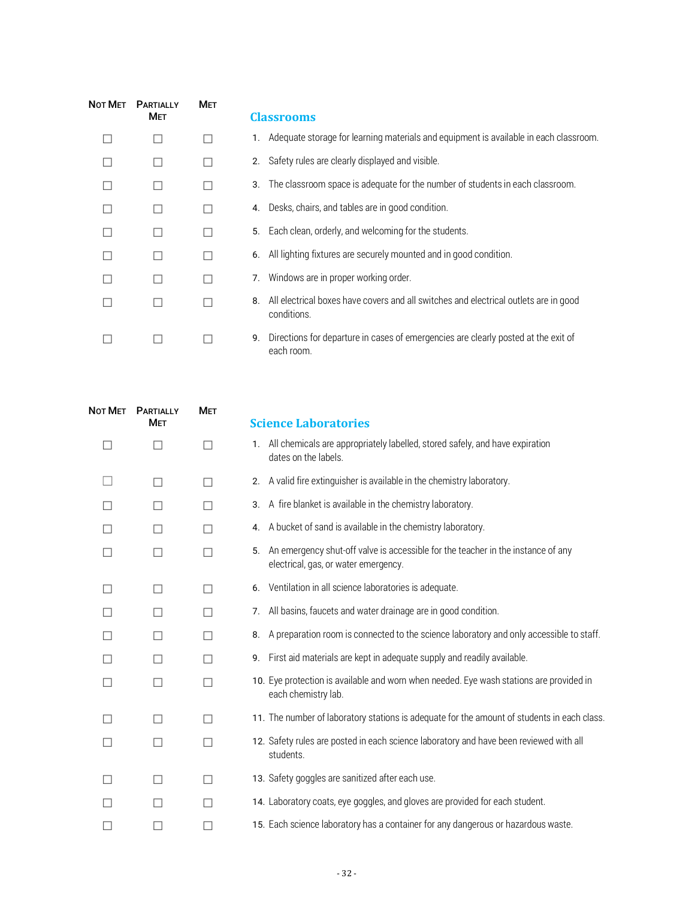| Not Met | Partially Met | Met | Classrooms |
|---|---|---|---|
| ☐ | ☐ | ☐ | 1. Adequate storage for learning materials and equipment is available in each classroom. |
| ☐ | ☐ | ☐ | 2. Safety rules are clearly displayed and visible. |
| ☐ | ☐ | ☐ | 3. The classroom space is adequate for the number of students in each classroom. |
| ☐ | ☐ | ☐ | 4. Desks, chairs, and tables are in good condition. |
| ☐ | ☐ | ☐ | 5. Each clean, orderly, and welcoming for the students. |
| ☐ | ☐ | ☐ | 6. All lighting fixtures are securely mounted and in good condition. |
| ☐ | ☐ | ☐ | 7. Windows are in proper working order. |
| ☐ | ☐ | ☐ | 8. All electrical boxes have covers and all switches and electrical outlets are in good conditions. |
| ☐ | ☐ | ☐ | 9. Directions for departure in cases of emergencies are clearly posted at the exit of each room. |

| Not Met | Partially Met | Met | Science Laboratories |
|---|---|---|---|
| ☐ | ☐ | ☐ | 1. All chemicals are appropriately labelled, stored safely, and have expiration dates on the labels. |
| ☐ | ☐ | ☐ | 2. A valid fire extinguisher is available in the chemistry laboratory. |
| ☐ | ☐ | ☐ | 3. A fire blanket is available in the chemistry laboratory. |
| ☐ | ☐ | ☐ | 4. A bucket of sand is available in the chemistry laboratory. |
| ☐ | ☐ | ☐ | 5. An emergency shut-off valve is accessible for the teacher in the instance of any electrical, gas, or water emergency. |
| ☐ | ☐ | ☐ | 6. Ventilation in all science laboratories is adequate. |
| ☐ | ☐ | ☐ | 7. All basins, faucets and water drainage are in good condition. |
| ☐ | ☐ | ☐ | 8. A preparation room is connected to the science laboratory and only accessible to staff. |
| ☐ | ☐ | ☐ | 9. First aid materials are kept in adequate supply and readily available. |
| ☐ | ☐ | ☐ | 10. Eye protection is available and worn when needed. Eye wash stations are provided in each chemistry lab. |
| ☐ | ☐ | ☐ | 11. The number of laboratory stations is adequate for the amount of students in each class. |
| ☐ | ☐ | ☐ | 12. Safety rules are posted in each science laboratory and have been reviewed with all students. |
| ☐ | ☐ | ☐ | 13. Safety goggles are sanitized after each use. |
| ☐ | ☐ | ☐ | 14. Laboratory coats, eye goggles, and gloves are provided for each student. |
| ☐ | ☐ | ☐ | 15. Each science laboratory has a container for any dangerous or hazardous waste. |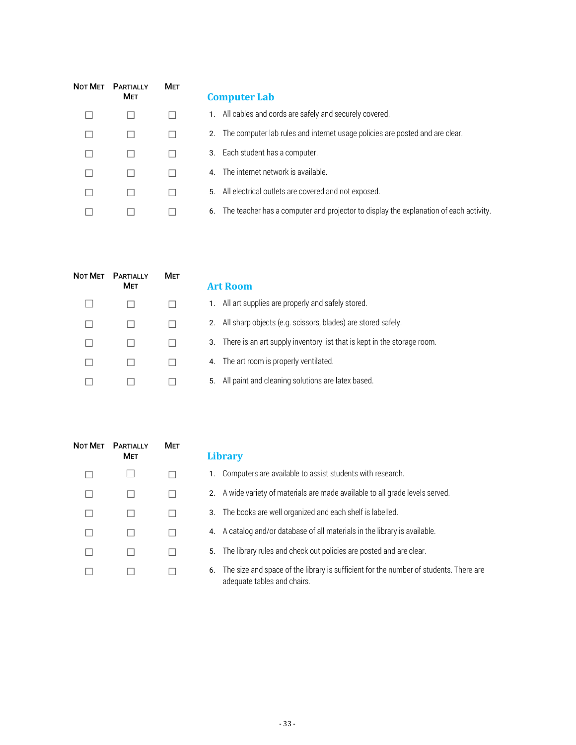| Not Met | Partially Met | Met | Computer Lab |
|---|---|---|---|
| ☐ | ☐ | ☐ | 1. All cables and cords are safely and securely covered. |
| ☐ | ☐ | ☐ | 2. The computer lab rules and internet usage policies are posted and are clear. |
| ☐ | ☐ | ☐ | 3. Each student has a computer. |
| ☐ | ☐ | ☐ | 4. The internet network is available. |
| ☐ | ☐ | ☐ | 5. All electrical outlets are covered and not exposed. |
| ☐ | ☐ | ☐ | 6. The teacher has a computer and projector to display the explanation of each activity. |

| Not Met | Partially Met | Met | Art Room |
|---|---|---|---|
| ☐ | ☐ | ☐ | 1. All art supplies are properly and safely stored. |
| ☐ | ☐ | ☐ | 2. All sharp objects (e.g. scissors, blades) are stored safely. |
| ☐ | ☐ | ☐ | 3. There is an art supply inventory list that is kept in the storage room. |
| ☐ | ☐ | ☐ | 4. The art room is properly ventilated. |
| ☐ | ☐ | ☐ | 5. All paint and cleaning solutions are latex based. |

| Not Met | Partially Met | Met | Library |
|---|---|---|---|
| ☐ | ☐ | ☐ | 1. Computers are available to assist students with research. |
| ☐ | ☐ | ☐ | 2. A wide variety of materials are made available to all grade levels served. |
| ☐ | ☐ | ☐ | 3. The books are well organized and each shelf is labelled. |
| ☐ | ☐ | ☐ | 4. A catalog and/or database of all materials in the library is available. |
| ☐ | ☐ | ☐ | 5. The library rules and check out policies are posted and are clear. |
| ☐ | ☐ | ☐ | 6. The size and space of the library is sufficient for the number of students. There are adequate tables and chairs. |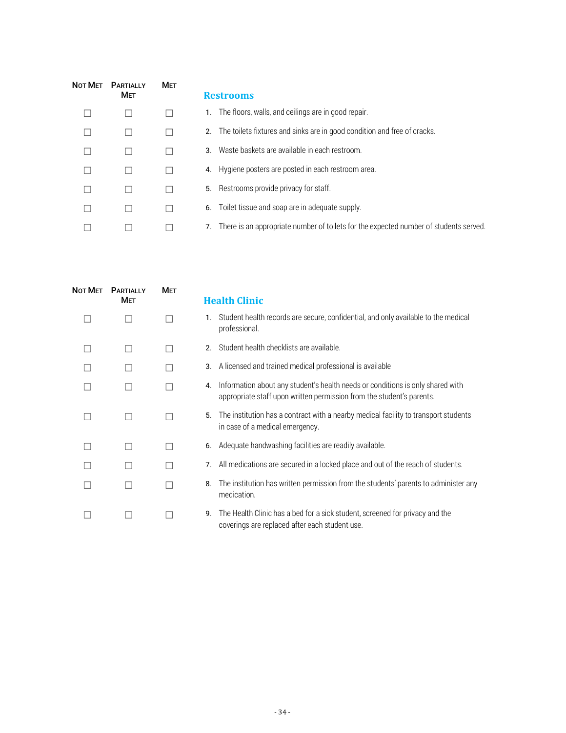| Not Met | Partially Met | Met | Restrooms |
|---|---|---|---|
| ☐ | ☐ | ☐ | 1. The floors, walls, and ceilings are in good repair. |
| ☐ | ☐ | ☐ | 2. The toilets fixtures and sinks are in good condition and free of cracks. |
| ☐ | ☐ | ☐ | 3. Waste baskets are available in each restroom. |
| ☐ | ☐ | ☐ | 4. Hygiene posters are posted in each restroom area. |
| ☐ | ☐ | ☐ | 5. Restrooms provide privacy for staff. |
| ☐ | ☐ | ☐ | 6. Toilet tissue and soap are in adequate supply. |
| ☐ | ☐ | ☐ | 7. There is an appropriate number of toilets for the expected number of students served. |

| Not Met | Partially Met | Met | Health Clinic |
|---|---|---|---|
| ☐ | ☐ | ☐ | 1. Student health records are secure, confidential, and only available to the medical professional. |
| ☐ | ☐ | ☐ | 2. Student health checklists are available. |
| ☐ | ☐ | ☐ | 3. A licensed and trained medical professional is available |
| ☐ | ☐ | ☐ | 4. Information about any student's health needs or conditions is only shared with appropriate staff upon written permission from the student's parents. |
| ☐ | ☐ | ☐ | 5. The institution has a contract with a nearby medical facility to transport students in case of a medical emergency. |
| ☐ | ☐ | ☐ | 6. Adequate handwashing facilities are readily available. |
| ☐ | ☐ | ☐ | 7. All medications are secured in a locked place and out of the reach of students. |
| ☐ | ☐ | ☐ | 8. The institution has written permission from the students' parents to administer any medication. |
| ☐ | ☐ | ☐ | 9. The Health Clinic has a bed for a sick student, screened for privacy and the coverings are replaced after each student use. |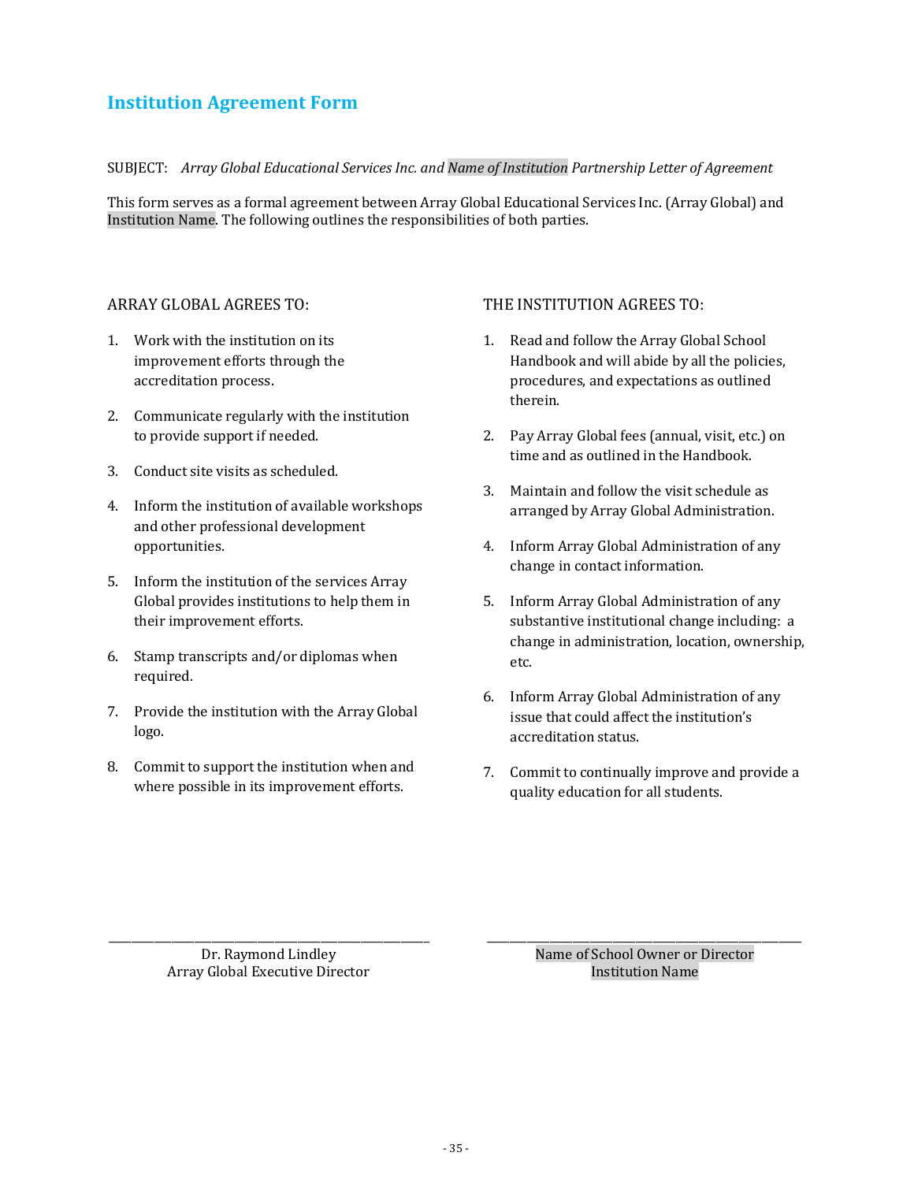## Institution Agreement Form

SUBJECT: *Array Global Educational Services Inc. and Name of Institution Partnership Letter of Agreement*

This form serves as a formal agreement between Array Global Educational Services Inc. (Array Global) and Institution Name. The following outlines the responsibilities of both parties.

ARRAY GLOBAL AGREES TO:

1. Work with the institution on its improvement efforts through the accreditation process.
2. Communicate regularly with the institution to provide support if needed.
3. Conduct site visits as scheduled.
4. Inform the institution of available workshops and other professional development opportunities.
5. Inform the institution of the services Array Global provides institutions to help them in their improvement efforts.
6. Stamp transcripts and/or diplomas when required.
7. Provide the institution with the Array Global logo.
8. Commit to support the institution when and where possible in its improvement efforts.

THE INSTITUTION AGREES TO:

1. Read and follow the Array Global School Handbook and will abide by all the policies, procedures, and expectations as outlined therein.
2. Pay Array Global fees (annual, visit, etc.) on time and as outlined in the Handbook.
3. Maintain and follow the visit schedule as arranged by Array Global Administration.
4. Inform Array Global Administration of any change in contact information.
5. Inform Array Global Administration of any substantive institutional change including: a change in administration, location, ownership, etc.
6. Inform Array Global Administration of any issue that could affect the institution's accreditation status.
7. Commit to continually improve and provide a quality education for all students.

\_\_\_\_\_\_\_\_\_\_\_\_\_\_\_\_\_\_\_\_\_\_\_\_\_\_\_\_\_\_\_\_\_\_\_\_\_\_\_\_

Dr. Raymond Lindley
Array Global Executive Director

\_\_\_\_\_\_\_\_\_\_\_\_\_\_\_\_\_\_\_\_\_\_\_\_\_\_\_\_\_\_\_\_\_\_\_\_\_\_\_\_

Name of School Owner or Director
Institution Name